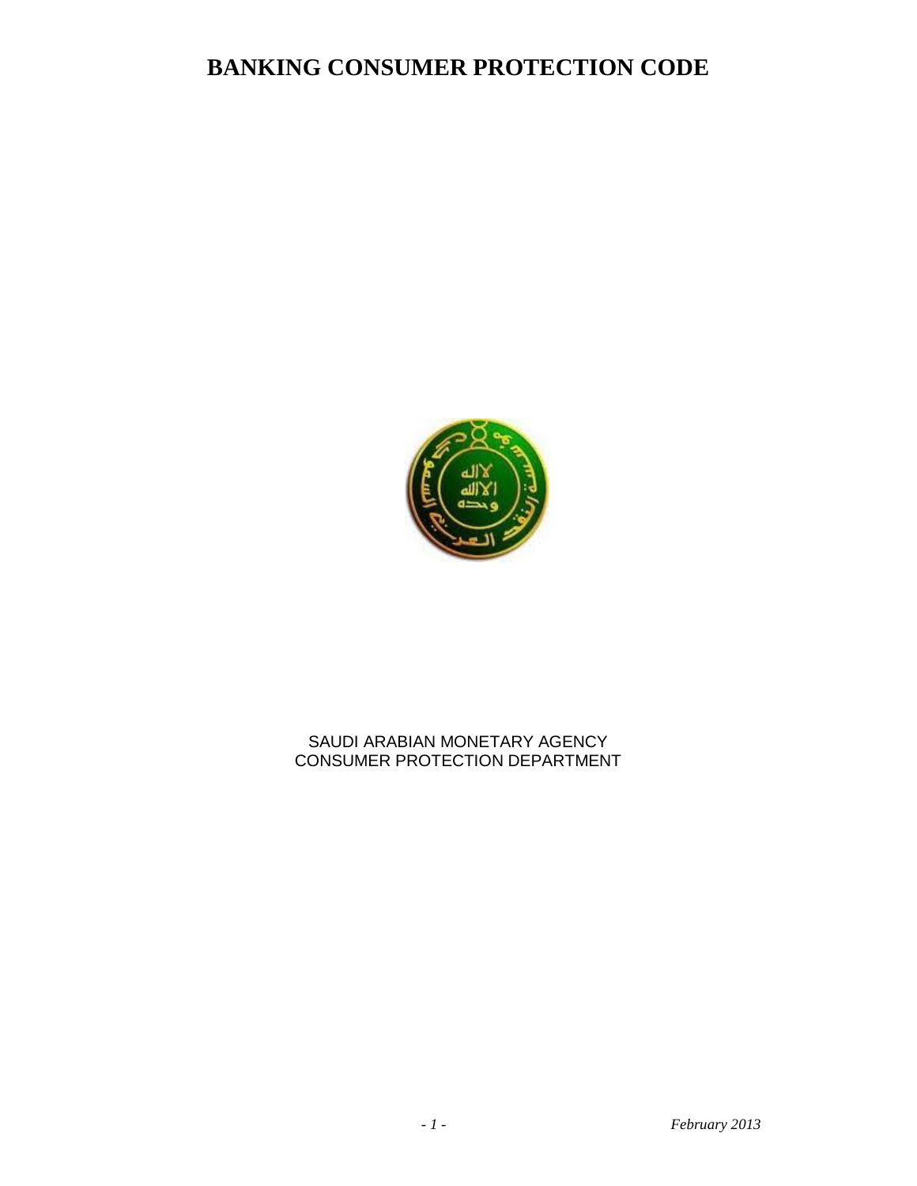# BANKING CONSUMER PROTECTION CODE

SAUDI ARABIAN MONETARY AGENCY
CONSUMER PROTECTION DEPARTMENT

*February 2013*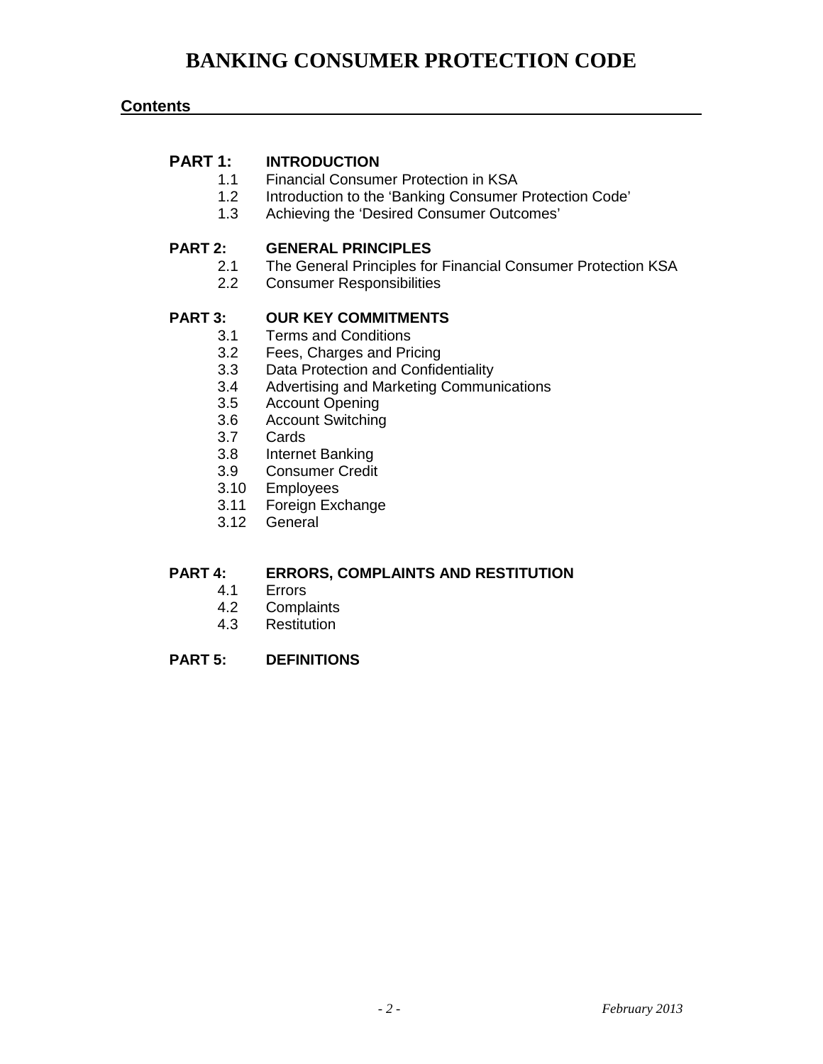# BANKING CONSUMER PROTECTION CODE

## Contents

**PART 1: INTRODUCTION**

- 1.1 Financial Consumer Protection in KSA
- 1.2 Introduction to the 'Banking Consumer Protection Code'
- 1.3 Achieving the 'Desired Consumer Outcomes'

**PART 2: GENERAL PRINCIPLES**

- 2.1 The General Principles for Financial Consumer Protection KSA
- 2.2 Consumer Responsibilities

**PART 3: OUR KEY COMMITMENTS**

- 3.1 Terms and Conditions
- 3.2 Fees, Charges and Pricing
- 3.3 Data Protection and Confidentiality
- 3.4 Advertising and Marketing Communications
- 3.5 Account Opening
- 3.6 Account Switching
- 3.7 Cards
- 3.8 Internet Banking
- 3.9 Consumer Credit
- 3.10 Employees
- 3.11 Foreign Exchange
- 3.12 General

**PART 4: ERRORS, COMPLAINTS AND RESTITUTION**

- 4.1 Errors
- 4.2 Complaints
- 4.3 Restitution

**PART 5: DEFINITIONS**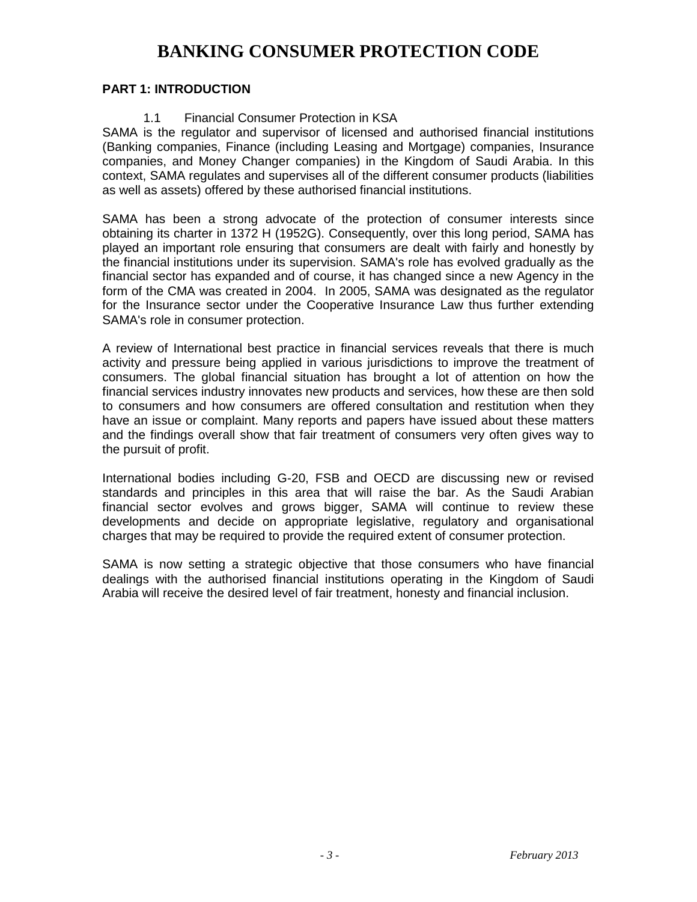# BANKING CONSUMER PROTECTION CODE

## PART 1: INTRODUCTION

### 1.1 Financial Consumer Protection in KSA

SAMA is the regulator and supervisor of licensed and authorised financial institutions (Banking companies, Finance (including Leasing and Mortgage) companies, Insurance companies, and Money Changer companies) in the Kingdom of Saudi Arabia. In this context, SAMA regulates and supervises all of the different consumer products (liabilities as well as assets) offered by these authorised financial institutions.

SAMA has been a strong advocate of the protection of consumer interests since obtaining its charter in 1372 H (1952G). Consequently, over this long period, SAMA has played an important role ensuring that consumers are dealt with fairly and honestly by the financial institutions under its supervision. SAMA's role has evolved gradually as the financial sector has expanded and of course, it has changed since a new Agency in the form of the CMA was created in 2004. In 2005, SAMA was designated as the regulator for the Insurance sector under the Cooperative Insurance Law thus further extending SAMA's role in consumer protection.

A review of International best practice in financial services reveals that there is much activity and pressure being applied in various jurisdictions to improve the treatment of consumers. The global financial situation has brought a lot of attention on how the financial services industry innovates new products and services, how these are then sold to consumers and how consumers are offered consultation and restitution when they have an issue or complaint. Many reports and papers have issued about these matters and the findings overall show that fair treatment of consumers very often gives way to the pursuit of profit.

International bodies including G-20, FSB and OECD are discussing new or revised standards and principles in this area that will raise the bar. As the Saudi Arabian financial sector evolves and grows bigger, SAMA will continue to review these developments and decide on appropriate legislative, regulatory and organisational charges that may be required to provide the required extent of consumer protection.

SAMA is now setting a strategic objective that those consumers who have financial dealings with the authorised financial institutions operating in the Kingdom of Saudi Arabia will receive the desired level of fair treatment, honesty and financial inclusion.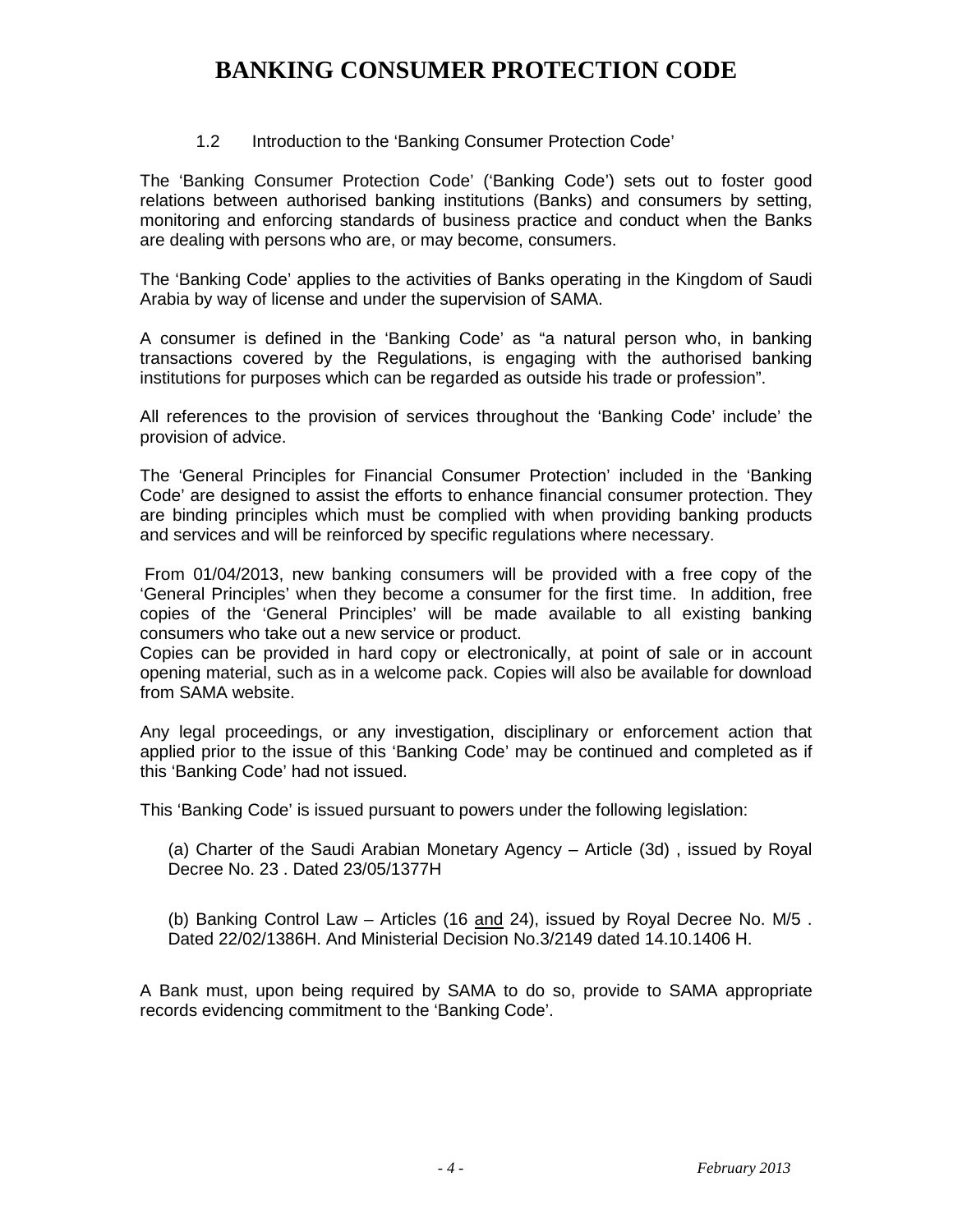# BANKING CONSUMER PROTECTION CODE

### 1.2 Introduction to the 'Banking Consumer Protection Code'

The 'Banking Consumer Protection Code' ('Banking Code') sets out to foster good relations between authorised banking institutions (Banks) and consumers by setting, monitoring and enforcing standards of business practice and conduct when the Banks are dealing with persons who are, or may become, consumers.

The 'Banking Code' applies to the activities of Banks operating in the Kingdom of Saudi Arabia by way of license and under the supervision of SAMA.

A consumer is defined in the 'Banking Code' as "a natural person who, in banking transactions covered by the Regulations, is engaging with the authorised banking institutions for purposes which can be regarded as outside his trade or profession".

All references to the provision of services throughout the 'Banking Code' include' the provision of advice.

The 'General Principles for Financial Consumer Protection' included in the 'Banking Code' are designed to assist the efforts to enhance financial consumer protection. They are binding principles which must be complied with when providing banking products and services and will be reinforced by specific regulations where necessary.

From 01/04/2013, new banking consumers will be provided with a free copy of the 'General Principles' when they become a consumer for the first time. In addition, free copies of the 'General Principles' will be made available to all existing banking consumers who take out a new service or product.
Copies can be provided in hard copy or electronically, at point of sale or in account opening material, such as in a welcome pack. Copies will also be available for download from SAMA website.

Any legal proceedings, or any investigation, disciplinary or enforcement action that applied prior to the issue of this 'Banking Code' may be continued and completed as if this 'Banking Code' had not issued.

This 'Banking Code' is issued pursuant to powers under the following legislation:

(a) Charter of the Saudi Arabian Monetary Agency – Article (3d) , issued by Royal Decree No. 23 . Dated 23/05/1377H

(b) Banking Control Law – Articles (16 and 24), issued by Royal Decree No. M/5 . Dated 22/02/1386H. And Ministerial Decision No.3/2149 dated 14.10.1406 H.

A Bank must, upon being required by SAMA to do so, provide to SAMA appropriate records evidencing commitment to the 'Banking Code'.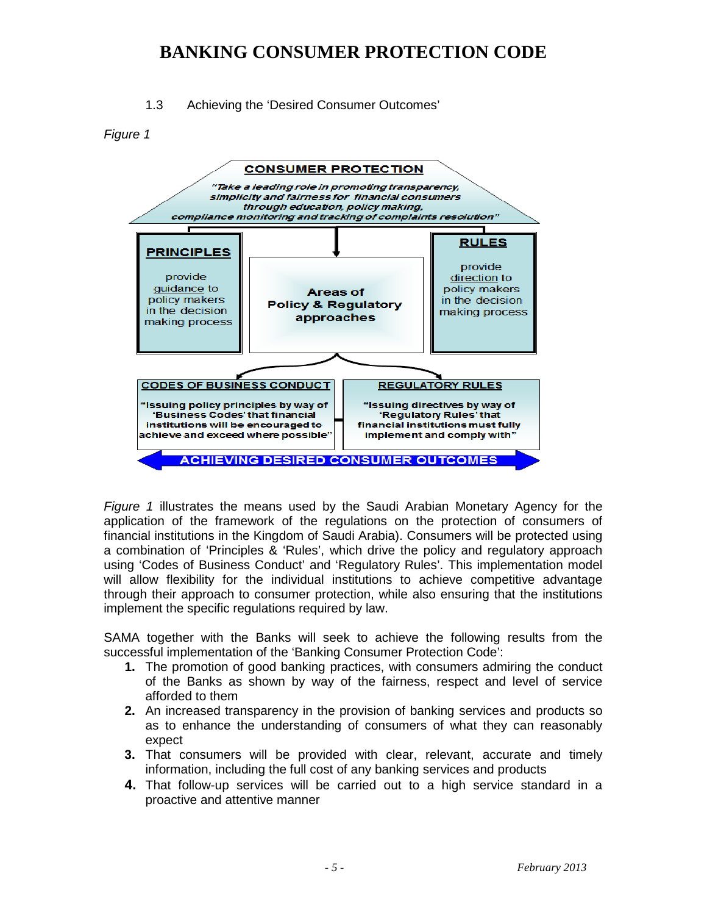1.3 Achieving the 'Desired Consumer Outcomes'

*Figure 1*

**CONSUMER PROTECTION**

*"Take a leading role in promoting transparency, simplicity and fairness for financial consumers through education, policy making, compliance monitoring and tracking of complaints resolution"*

**PRINCIPLES**

provide guidance to policy makers in the decision making process

**Areas of Policy & Regulatory approaches**

**RULES**

provide direction to policy makers in the decision making process

**CODES OF BUSINESS CONDUCT**

"Issuing policy principles by way of 'Business Codes' that financial institutions will be encouraged to achieve and exceed where possible"

**REGULATORY RULES**

"Issuing directives by way of 'Regulatory Rules' that financial institutions must fully implement and comply with"

**ACHIEVING DESIRED CONSUMER OUTCOMES**

*Figure 1* illustrates the means used by the Saudi Arabian Monetary Agency for the application of the framework of the regulations on the protection of consumers of financial institutions in the Kingdom of Saudi Arabia). Consumers will be protected using a combination of 'Principles & 'Rules', which drive the policy and regulatory approach using 'Codes of Business Conduct' and 'Regulatory Rules'. This implementation model will allow flexibility for the individual institutions to achieve competitive advantage through their approach to consumer protection, while also ensuring that the institutions implement the specific regulations required by law.

SAMA together with the Banks will seek to achieve the following results from the successful implementation of the 'Banking Consumer Protection Code':

1. The promotion of good banking practices, with consumers admiring the conduct of the Banks as shown by way of the fairness, respect and level of service afforded to them
2. An increased transparency in the provision of banking services and products so as to enhance the understanding of consumers of what they can reasonably expect
3. That consumers will be provided with clear, relevant, accurate and timely information, including the full cost of any banking services and products
4. That follow-up services will be carried out to a high service standard in a proactive and attentive manner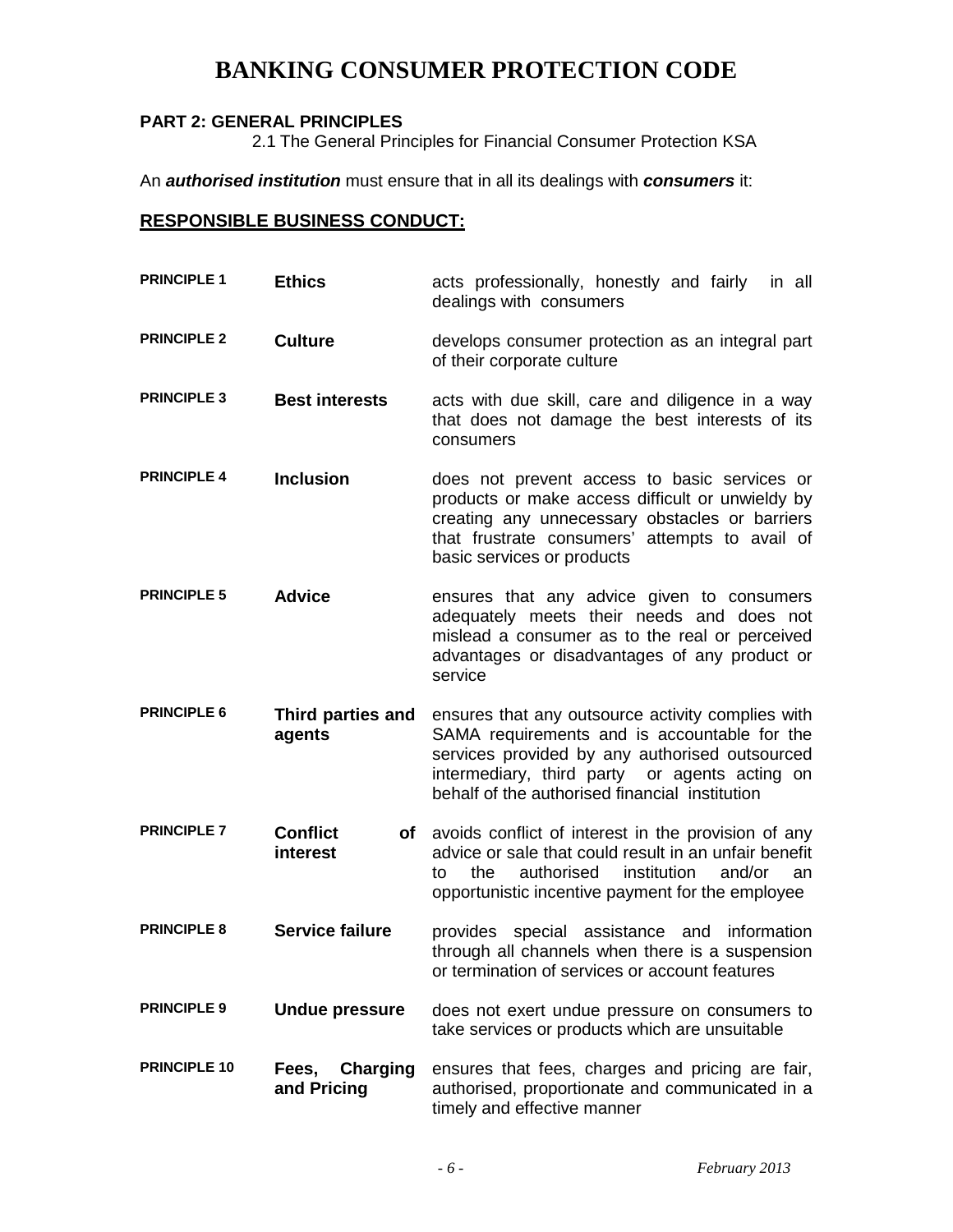# BANKING CONSUMER PROTECTION CODE

**PART 2: GENERAL PRINCIPLES**

2.1 The General Principles for Financial Consumer Protection KSA

An ***authorised institution*** must ensure that in all its dealings with ***consumers*** it:

## RESPONSIBLE BUSINESS CONDUCT:

| | | |
|---|---|---|
| **PRINCIPLE 1** | **Ethics** | acts professionally, honestly and fairly in all dealings with consumers |
| **PRINCIPLE 2** | **Culture** | develops consumer protection as an integral part of their corporate culture |
| **PRINCIPLE 3** | **Best interests** | acts with due skill, care and diligence in a way that does not damage the best interests of its consumers |
| **PRINCIPLE 4** | **Inclusion** | does not prevent access to basic services or products or make access difficult or unwieldy by creating any unnecessary obstacles or barriers that frustrate consumers' attempts to avail of basic services or products |
| **PRINCIPLE 5** | **Advice** | ensures that any advice given to consumers adequately meets their needs and does not mislead a consumer as to the real or perceived advantages or disadvantages of any product or service |
| **PRINCIPLE 6** | **Third parties and agents** | ensures that any outsource activity complies with SAMA requirements and is accountable for the services provided by any authorised outsourced intermediary, third party or agents acting on behalf of the authorised financial institution |
| **PRINCIPLE 7** | **Conflict of interest** | avoids conflict of interest in the provision of any advice or sale that could result in an unfair benefit to the authorised institution and/or an opportunistic incentive payment for the employee |
| **PRINCIPLE 8** | **Service failure** | provides special assistance and information through all channels when there is a suspension or termination of services or account features |
| **PRINCIPLE 9** | **Undue pressure** | does not exert undue pressure on consumers to take services or products which are unsuitable |
| **PRINCIPLE 10** | **Fees, Charging and Pricing** | ensures that fees, charges and pricing are fair, authorised, proportionate and communicated in a timely and effective manner |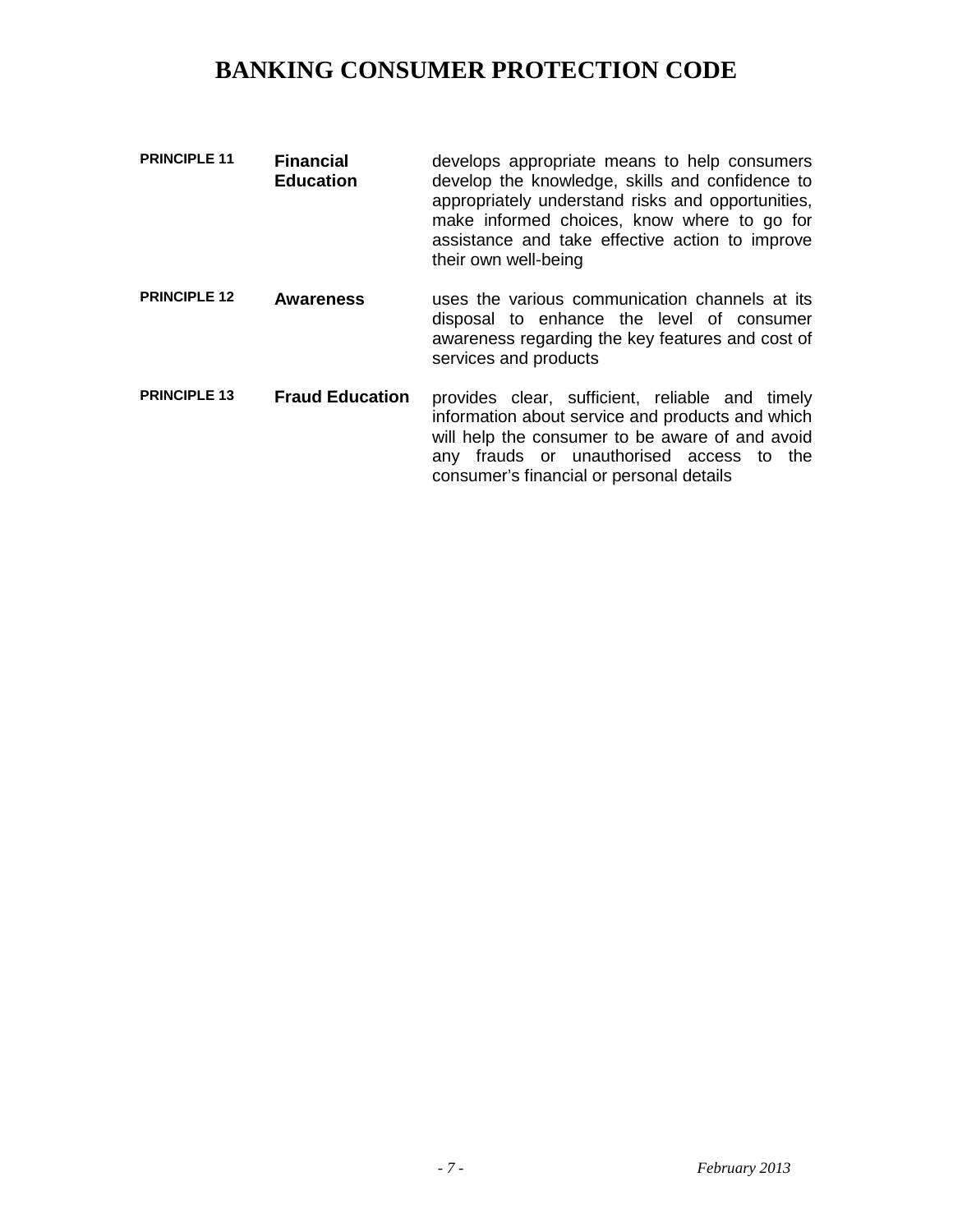| | | |
|---|---|---|
| **PRINCIPLE 11** | **Financial Education** | develops appropriate means to help consumers develop the knowledge, skills and confidence to appropriately understand risks and opportunities, make informed choices, know where to go for assistance and take effective action to improve their own well-being |
| **PRINCIPLE 12** | **Awareness** | uses the various communication channels at its disposal to enhance the level of consumer awareness regarding the key features and cost of services and products |
| **PRINCIPLE 13** | **Fraud Education** | provides clear, sufficient, reliable and timely information about service and products and which will help the consumer to be aware of and avoid any frauds or unauthorised access to the consumer's financial or personal details |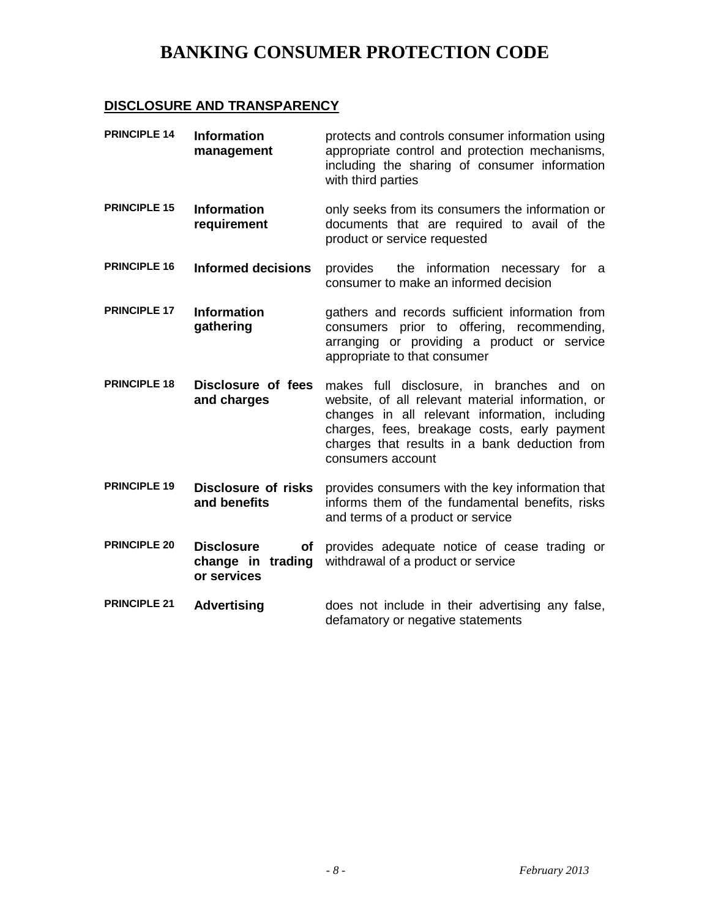# BANKING CONSUMER PROTECTION CODE

## DISCLOSURE AND TRANSPARENCY

| | | |
|---|---|---|
| **PRINCIPLE 14** | **Information management** | protects and controls consumer information using appropriate control and protection mechanisms, including the sharing of consumer information with third parties |
| **PRINCIPLE 15** | **Information requirement** | only seeks from its consumers the information or documents that are required to avail of the product or service requested |
| **PRINCIPLE 16** | **Informed decisions** | provides the information necessary for a consumer to make an informed decision |
| **PRINCIPLE 17** | **Information gathering** | gathers and records sufficient information from consumers prior to offering, recommending, arranging or providing a product or service appropriate to that consumer |
| **PRINCIPLE 18** | **Disclosure of fees and charges** | makes full disclosure, in branches and on website, of all relevant material information, or changes in all relevant information, including charges, fees, breakage costs, early payment charges that results in a bank deduction from consumers account |
| **PRINCIPLE 19** | **Disclosure of risks and benefits** | provides consumers with the key information that informs them of the fundamental benefits, risks and terms of a product or service |
| **PRINCIPLE 20** | **Disclosure of change in trading or services** | provides adequate notice of cease trading or withdrawal of a product or service |
| **PRINCIPLE 21** | **Advertising** | does not include in their advertising any false, defamatory or negative statements |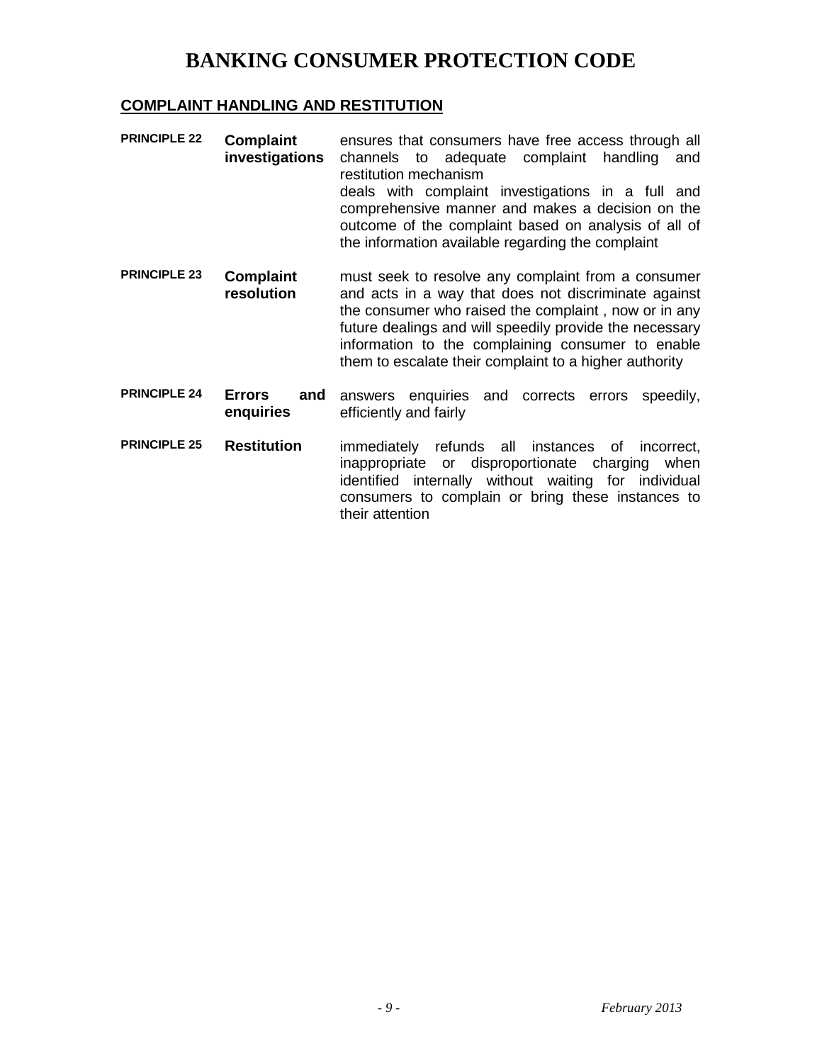# BANKING CONSUMER PROTECTION CODE

## COMPLAINT HANDLING AND RESTITUTION

| | | |
|---|---|---|
| **PRINCIPLE 22** | **Complaint investigations** | ensures that consumers have free access through all channels to adequate complaint handling and restitution mechanism<br>deals with complaint investigations in a full and comprehensive manner and makes a decision on the outcome of the complaint based on analysis of all of the information available regarding the complaint |
| **PRINCIPLE 23** | **Complaint resolution** | must seek to resolve any complaint from a consumer and acts in a way that does not discriminate against the consumer who raised the complaint , now or in any future dealings and will speedily provide the necessary information to the complaining consumer to enable them to escalate their complaint to a higher authority |
| **PRINCIPLE 24** | **Errors and enquiries** | answers enquiries and corrects errors speedily, efficiently and fairly |
| **PRINCIPLE 25** | **Restitution** | immediately refunds all instances of incorrect, inappropriate or disproportionate charging when identified internally without waiting for individual consumers to complain or bring these instances to their attention |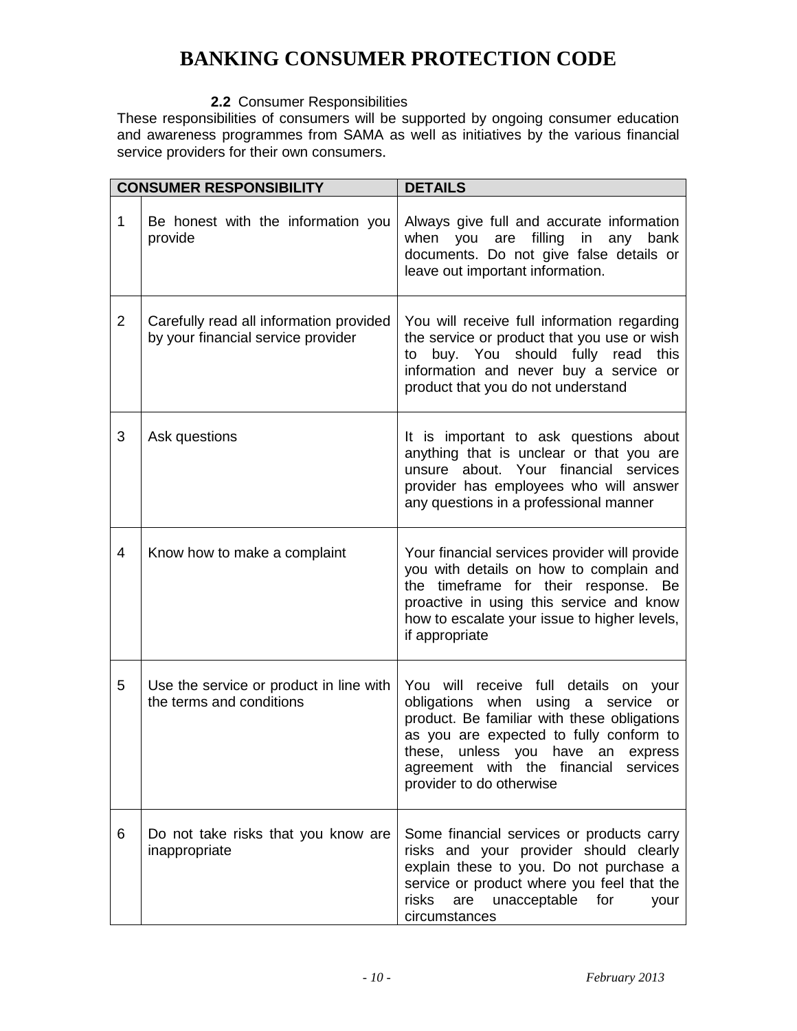# BANKING CONSUMER PROTECTION CODE

**2.2** Consumer Responsibilities

These responsibilities of consumers will be supported by ongoing consumer education and awareness programmes from SAMA as well as initiatives by the various financial service providers for their own consumers.

| CONSUMER RESPONSIBILITY | | DETAILS |
|---|---|---|
| 1 | Be honest with the information you provide | Always give full and accurate information when you are filling in any bank documents. Do not give false details or leave out important information. |
| 2 | Carefully read all information provided by your financial service provider | You will receive full information regarding the service or product that you use or wish to buy. You should fully read this information and never buy a service or product that you do not understand |
| 3 | Ask questions | It is important to ask questions about anything that is unclear or that you are unsure about. Your financial services provider has employees who will answer any questions in a professional manner |
| 4 | Know how to make a complaint | Your financial services provider will provide you with details on how to complain and the timeframe for their response. Be proactive in using this service and know how to escalate your issue to higher levels, if appropriate |
| 5 | Use the service or product in line with the terms and conditions | You will receive full details on your obligations when using a service or product. Be familiar with these obligations as you are expected to fully conform to these, unless you have an express agreement with the financial services provider to do otherwise |
| 6 | Do not take risks that you know are inappropriate | Some financial services or products carry risks and your provider should clearly explain these to you. Do not purchase a service or product where you feel that the risks are unacceptable for your circumstances |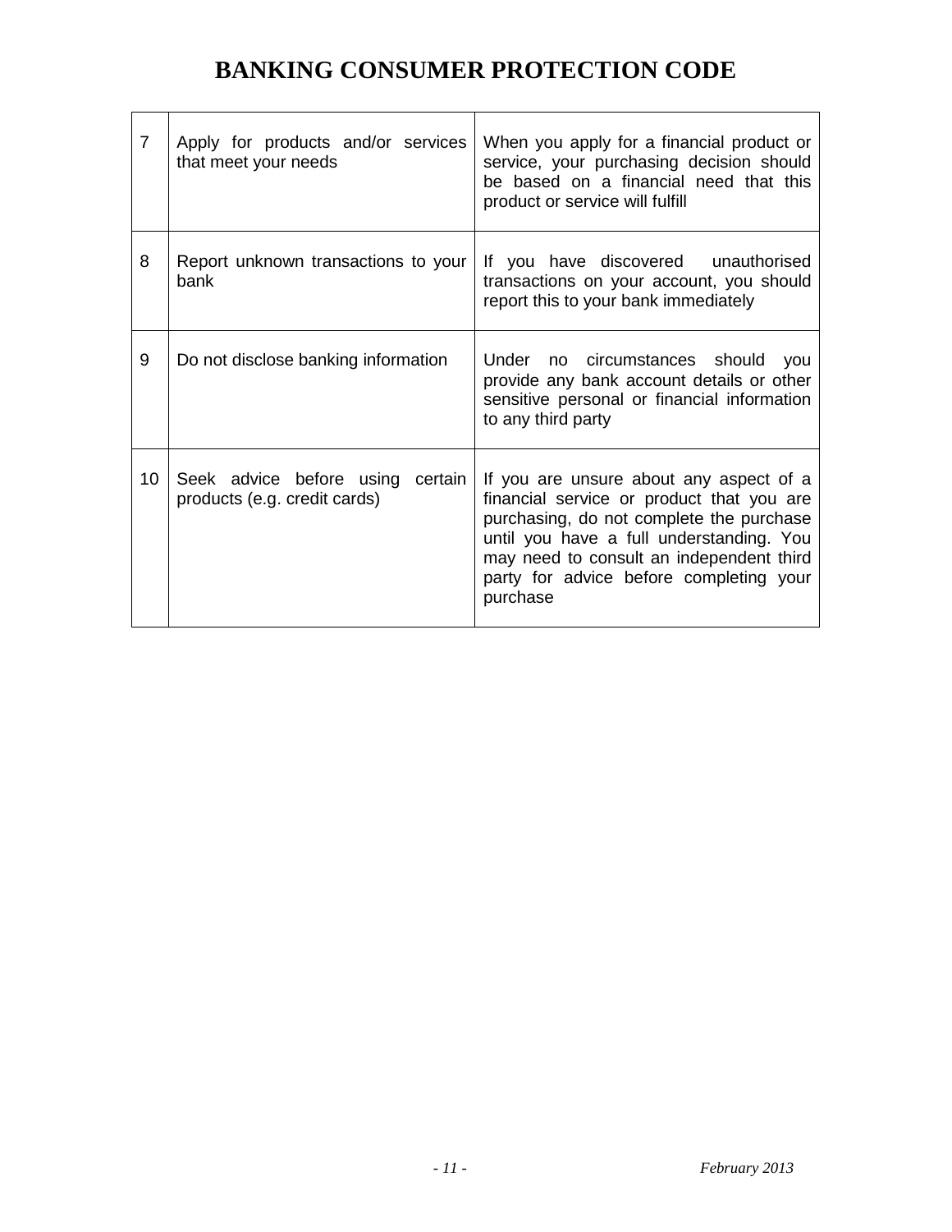# BANKING CONSUMER PROTECTION CODE

| | | |
|---|---|---|
| 7 | Apply for products and/or services that meet your needs | When you apply for a financial product or service, your purchasing decision should be based on a financial need that this product or service will fulfill |
| 8 | Report unknown transactions to your bank | If you have discovered unauthorised transactions on your account, you should report this to your bank immediately |
| 9 | Do not disclose banking information | Under no circumstances should you provide any bank account details or other sensitive personal or financial information to any third party |
| 10 | Seek advice before using certain products (e.g. credit cards) | If you are unsure about any aspect of a financial service or product that you are purchasing, do not complete the purchase until you have a full understanding. You may need to consult an independent third party for advice before completing your purchase |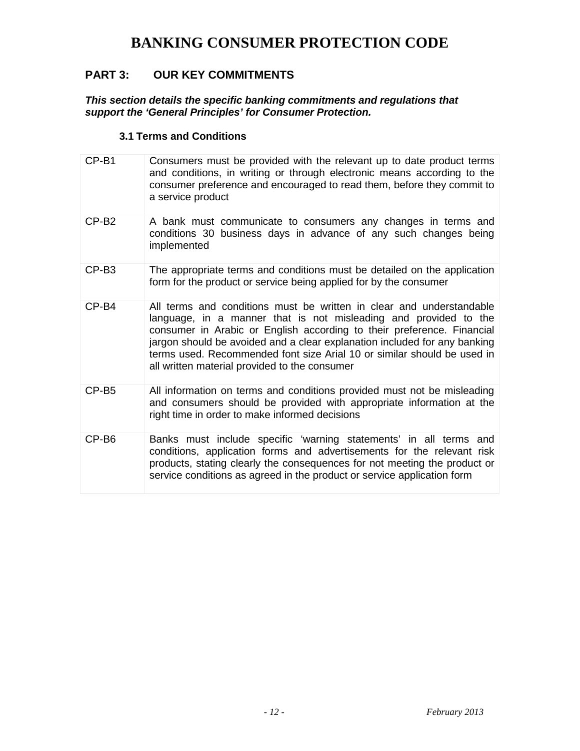# BANKING CONSUMER PROTECTION CODE

## PART 3: OUR KEY COMMITMENTS

***This section details the specific banking commitments and regulations that support the 'General Principles' for Consumer Protection.***

### 3.1 Terms and Conditions

| | |
|---|---|
| CP-B1 | Consumers must be provided with the relevant up to date product terms and conditions, in writing or through electronic means according to the consumer preference and encouraged to read them, before they commit to a service product |
| CP-B2 | A bank must communicate to consumers any changes in terms and conditions 30 business days in advance of any such changes being implemented |
| CP-B3 | The appropriate terms and conditions must be detailed on the application form for the product or service being applied for by the consumer |
| CP-B4 | All terms and conditions must be written in clear and understandable language, in a manner that is not misleading and provided to the consumer in Arabic or English according to their preference. Financial jargon should be avoided and a clear explanation included for any banking terms used. Recommended font size Arial 10 or similar should be used in all written material provided to the consumer |
| CP-B5 | All information on terms and conditions provided must not be misleading and consumers should be provided with appropriate information at the right time in order to make informed decisions |
| CP-B6 | Banks must include specific 'warning statements' in all terms and conditions, application forms and advertisements for the relevant risk products, stating clearly the consequences for not meeting the product or service conditions as agreed in the product or service application form |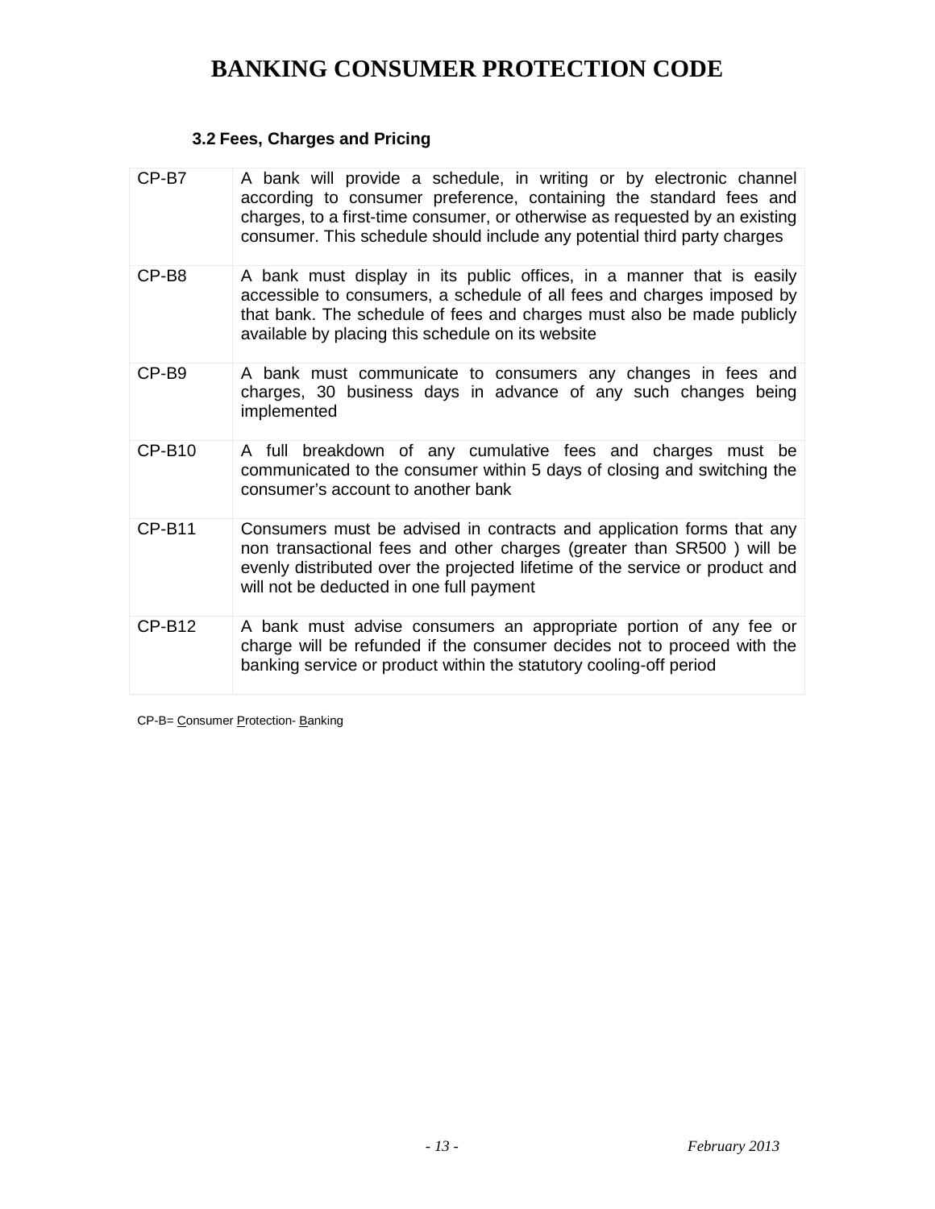# BANKING CONSUMER PROTECTION CODE

### 3.2 Fees, Charges and Pricing

| | |
|---|---|
| CP-B7 | A bank will provide a schedule, in writing or by electronic channel according to consumer preference, containing the standard fees and charges, to a first-time consumer, or otherwise as requested by an existing consumer. This schedule should include any potential third party charges |
| CP-B8 | A bank must display in its public offices, in a manner that is easily accessible to consumers, a schedule of all fees and charges imposed by that bank. The schedule of fees and charges must also be made publicly available by placing this schedule on its website |
| CP-B9 | A bank must communicate to consumers any changes in fees and charges, 30 business days in advance of any such changes being implemented |
| CP-B10 | A full breakdown of any cumulative fees and charges must be communicated to the consumer within 5 days of closing and switching the consumer's account to another bank |
| CP-B11 | Consumers must be advised in contracts and application forms that any non transactional fees and other charges (greater than SR500 ) will be evenly distributed over the projected lifetime of the service or product and will not be deducted in one full payment |
| CP-B12 | A bank must advise consumers an appropriate portion of any fee or charge will be refunded if the consumer decides not to proceed with the banking service or product within the statutory cooling-off period |

CP-B= Consumer Protection- Banking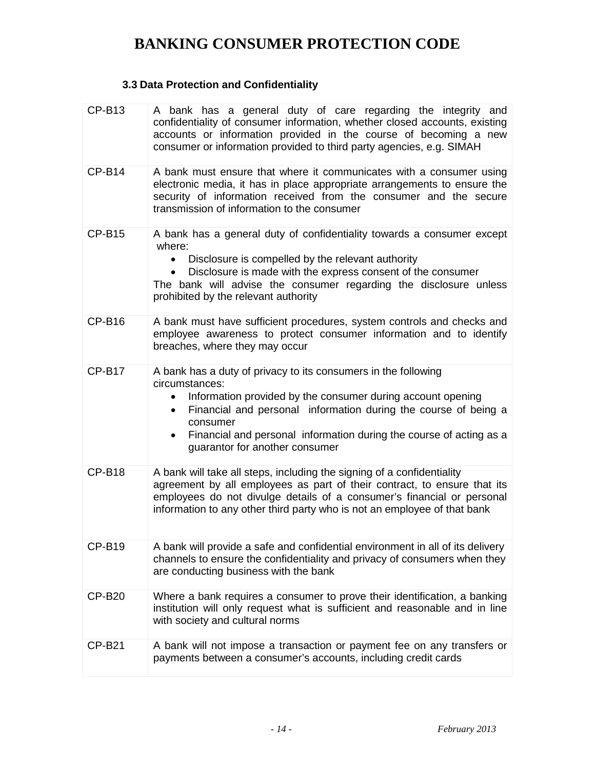# BANKING CONSUMER PROTECTION CODE

### 3.3 Data Protection and Confidentiality

| | |
|---|---|
| CP-B13 | A bank has a general duty of care regarding the integrity and confidentiality of consumer information, whether closed accounts, existing accounts or information provided in the course of becoming a new consumer or information provided to third party agencies, e.g. SIMAH |
| CP-B14 | A bank must ensure that where it communicates with a consumer using electronic media, it has in place appropriate arrangements to ensure the security of information received from the consumer and the secure transmission of information to the consumer |
| CP-B15 | A bank has a general duty of confidentiality towards a consumer except where:<br>• Disclosure is compelled by the relevant authority<br>• Disclosure is made with the express consent of the consumer<br>The bank will advise the consumer regarding the disclosure unless prohibited by the relevant authority |
| CP-B16 | A bank must have sufficient procedures, system controls and checks and employee awareness to protect consumer information and to identify breaches, where they may occur |
| CP-B17 | A bank has a duty of privacy to its consumers in the following circumstances:<br>• Information provided by the consumer during account opening<br>• Financial and personal information during the course of being a consumer<br>• Financial and personal information during the course of acting as a guarantor for another consumer |
| CP-B18 | A bank will take all steps, including the signing of a confidentiality agreement by all employees as part of their contract, to ensure that its employees do not divulge details of a consumer's financial or personal information to any other third party who is not an employee of that bank |
| CP-B19 | A bank will provide a safe and confidential environment in all of its delivery channels to ensure the confidentiality and privacy of consumers when they are conducting business with the bank |
| CP-B20 | Where a bank requires a consumer to prove their identification, a banking institution will only request what is sufficient and reasonable and in line with society and cultural norms |
| CP-B21 | A bank will not impose a transaction or payment fee on any transfers or payments between a consumer's accounts, including credit cards |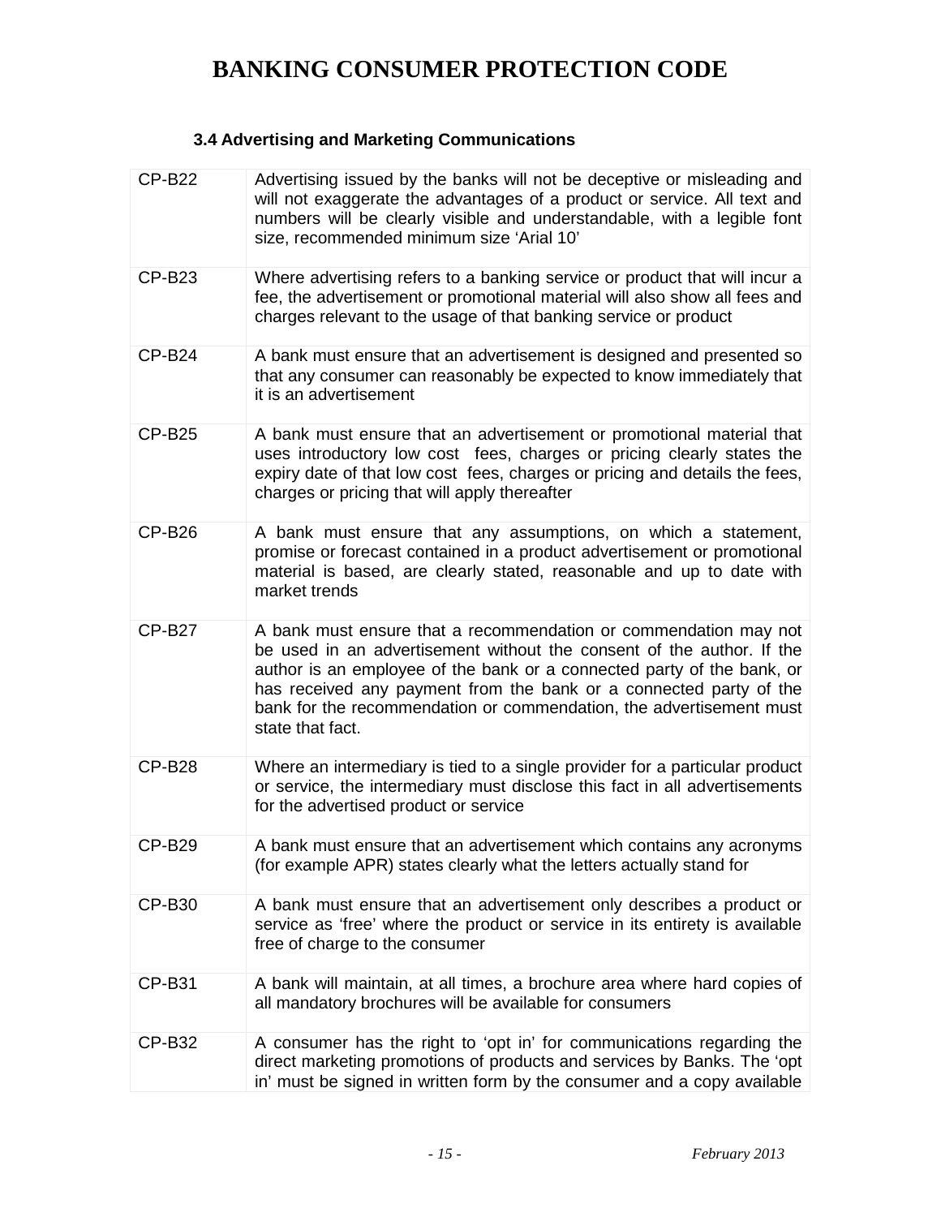# BANKING CONSUMER PROTECTION CODE

### 3.4 Advertising and Marketing Communications

| | |
|---|---|
| CP-B22 | Advertising issued by the banks will not be deceptive or misleading and will not exaggerate the advantages of a product or service. All text and numbers will be clearly visible and understandable, with a legible font size, recommended minimum size 'Arial 10' |
| CP-B23 | Where advertising refers to a banking service or product that will incur a fee, the advertisement or promotional material will also show all fees and charges relevant to the usage of that banking service or product |
| CP-B24 | A bank must ensure that an advertisement is designed and presented so that any consumer can reasonably be expected to know immediately that it is an advertisement |
| CP-B25 | A bank must ensure that an advertisement or promotional material that uses introductory low cost fees, charges or pricing clearly states the expiry date of that low cost fees, charges or pricing and details the fees, charges or pricing that will apply thereafter |
| CP-B26 | A bank must ensure that any assumptions, on which a statement, promise or forecast contained in a product advertisement or promotional material is based, are clearly stated, reasonable and up to date with market trends |
| CP-B27 | A bank must ensure that a recommendation or commendation may not be used in an advertisement without the consent of the author. If the author is an employee of the bank or a connected party of the bank, or has received any payment from the bank or a connected party of the bank for the recommendation or commendation, the advertisement must state that fact. |
| CP-B28 | Where an intermediary is tied to a single provider for a particular product or service, the intermediary must disclose this fact in all advertisements for the advertised product or service |
| CP-B29 | A bank must ensure that an advertisement which contains any acronyms (for example APR) states clearly what the letters actually stand for |
| CP-B30 | A bank must ensure that an advertisement only describes a product or service as 'free' where the product or service in its entirety is available free of charge to the consumer |
| CP-B31 | A bank will maintain, at all times, a brochure area where hard copies of all mandatory brochures will be available for consumers |
| CP-B32 | A consumer has the right to 'opt in' for communications regarding the direct marketing promotions of products and services by Banks. The 'opt in' must be signed in written form by the consumer and a copy available |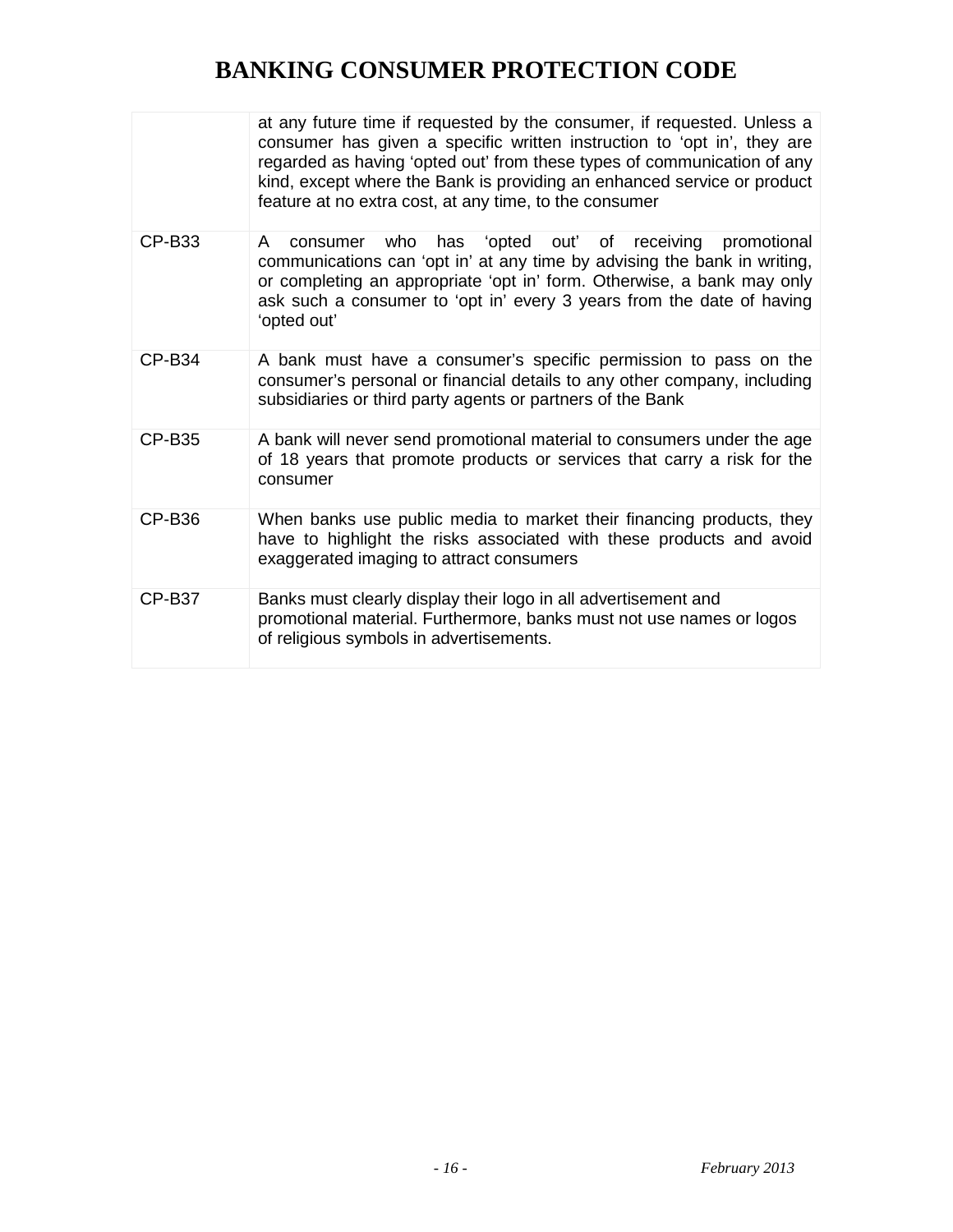| | |
|---|---|
| | at any future time if requested by the consumer, if requested. Unless a consumer has given a specific written instruction to 'opt in', they are regarded as having 'opted out' from these types of communication of any kind, except where the Bank is providing an enhanced service or product feature at no extra cost, at any time, to the consumer |
| CP-B33 | A consumer who has 'opted out' of receiving promotional communications can 'opt in' at any time by advising the bank in writing, or completing an appropriate 'opt in' form. Otherwise, a bank may only ask such a consumer to 'opt in' every 3 years from the date of having 'opted out' |
| CP-B34 | A bank must have a consumer's specific permission to pass on the consumer's personal or financial details to any other company, including subsidiaries or third party agents or partners of the Bank |
| CP-B35 | A bank will never send promotional material to consumers under the age of 18 years that promote products or services that carry a risk for the consumer |
| CP-B36 | When banks use public media to market their financing products, they have to highlight the risks associated with these products and avoid exaggerated imaging to attract consumers |
| CP-B37 | Banks must clearly display their logo in all advertisement and promotional material. Furthermore, banks must not use names or logos of religious symbols in advertisements. |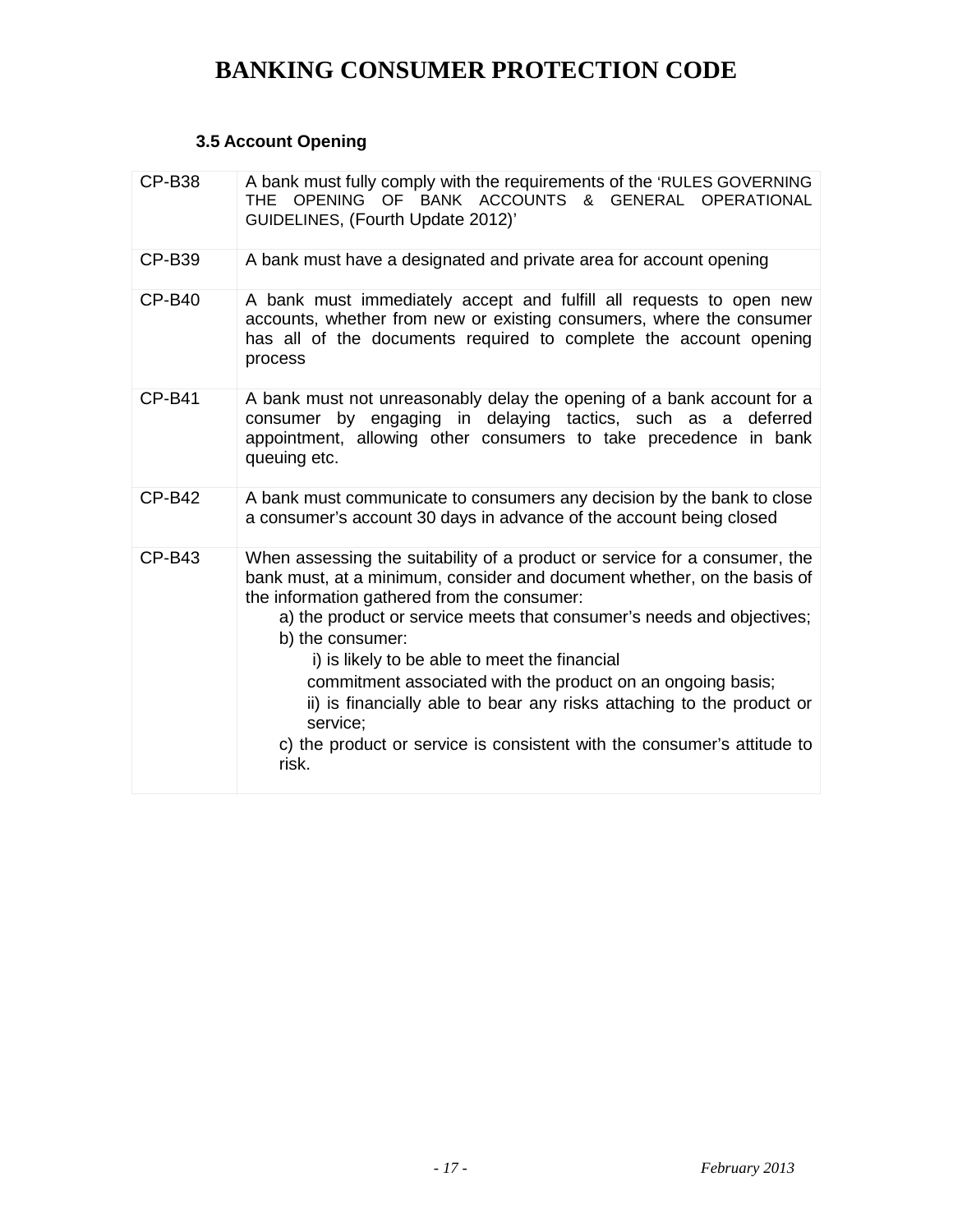# BANKING CONSUMER PROTECTION CODE

### 3.5 Account Opening

| | |
|---|---|
| CP-B38 | A bank must fully comply with the requirements of the 'RULES GOVERNING THE OPENING OF BANK ACCOUNTS & GENERAL OPERATIONAL GUIDELINES, (Fourth Update 2012)' |
| CP-B39 | A bank must have a designated and private area for account opening |
| CP-B40 | A bank must immediately accept and fulfill all requests to open new accounts, whether from new or existing consumers, where the consumer has all of the documents required to complete the account opening process |
| CP-B41 | A bank must not unreasonably delay the opening of a bank account for a consumer by engaging in delaying tactics, such as a deferred appointment, allowing other consumers to take precedence in bank queuing etc. |
| CP-B42 | A bank must communicate to consumers any decision by the bank to close a consumer's account 30 days in advance of the account being closed |
| CP-B43 | When assessing the suitability of a product or service for a consumer, the bank must, at a minimum, consider and document whether, on the basis of the information gathered from the consumer:<br>a) the product or service meets that consumer's needs and objectives;<br>b) the consumer:<br>i) is likely to be able to meet the financial commitment associated with the product on an ongoing basis;<br>ii) is financially able to bear any risks attaching to the product or service;<br>c) the product or service is consistent with the consumer's attitude to risk. |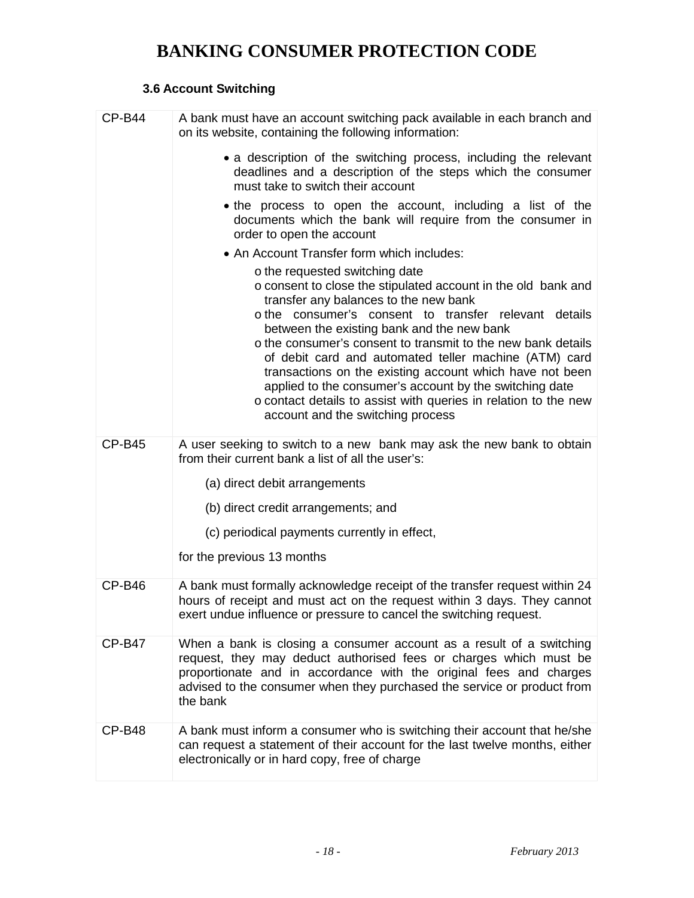# BANKING CONSUMER PROTECTION CODE

### 3.6 Account Switching

| | |
|---|---|
| CP-B44 | A bank must have an account switching pack available in each branch and on its website, containing the following information:<br>• a description of the switching process, including the relevant deadlines and a description of the steps which the consumer must take to switch their account<br>• the process to open the account, including a list of the documents which the bank will require from the consumer in order to open the account<br>• An Account Transfer form which includes:<br>o the requested switching date<br>o consent to close the stipulated account in the old bank and transfer any balances to the new bank<br>o the consumer's consent to transfer relevant details between the existing bank and the new bank<br>o the consumer's consent to transmit to the new bank details of debit card and automated teller machine (ATM) card transactions on the existing account which have not been applied to the consumer's account by the switching date<br>o contact details to assist with queries in relation to the new account and the switching process |
| CP-B45 | A user seeking to switch to a new bank may ask the new bank to obtain from their current bank a list of all the user's:<br>(a) direct debit arrangements<br>(b) direct credit arrangements; and<br>(c) periodical payments currently in effect,<br>for the previous 13 months |
| CP-B46 | A bank must formally acknowledge receipt of the transfer request within 24 hours of receipt and must act on the request within 3 days. They cannot exert undue influence or pressure to cancel the switching request. |
| CP-B47 | When a bank is closing a consumer account as a result of a switching request, they may deduct authorised fees or charges which must be proportionate and in accordance with the original fees and charges advised to the consumer when they purchased the service or product from the bank |
| CP-B48 | A bank must inform a consumer who is switching their account that he/she can request a statement of their account for the last twelve months, either electronically or in hard copy, free of charge |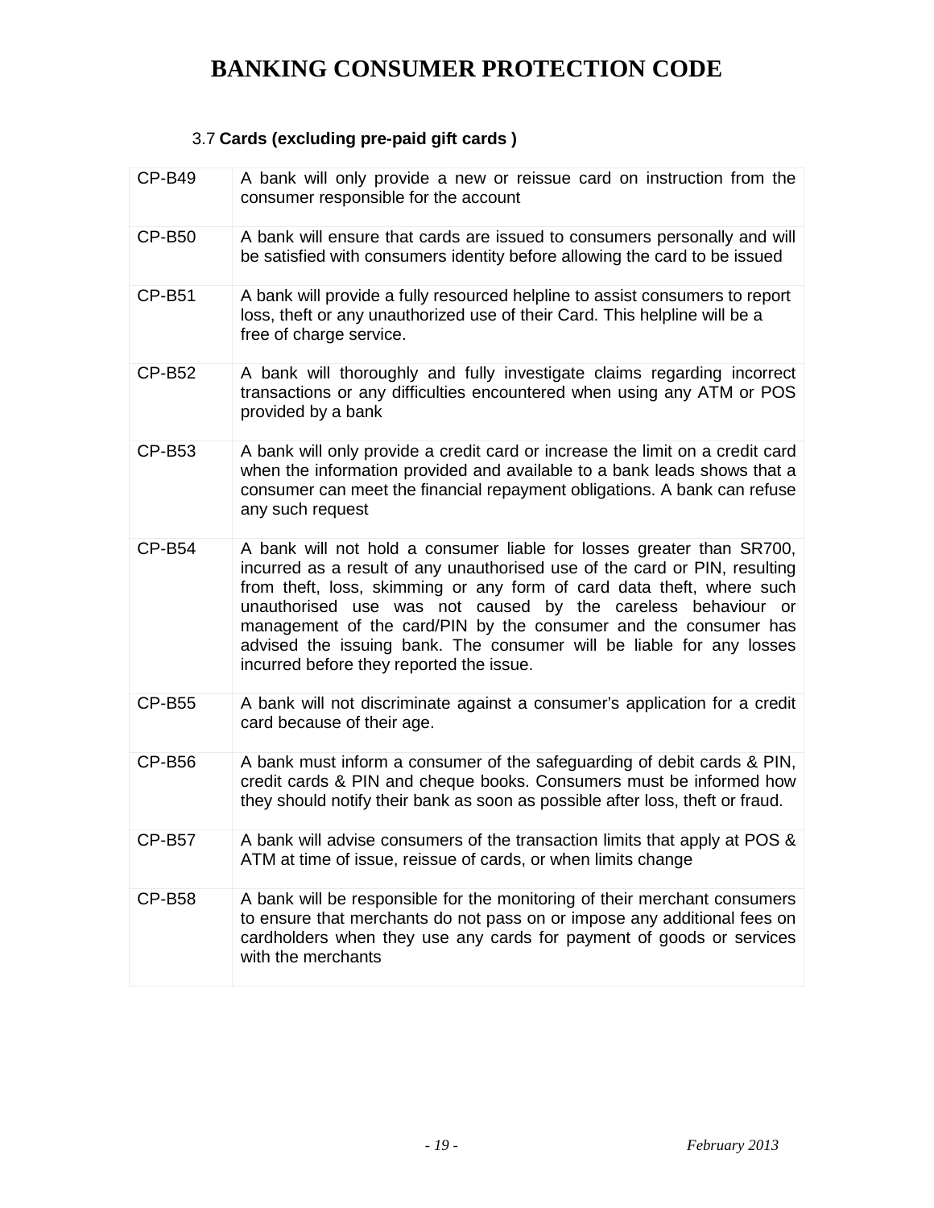# BANKING CONSUMER PROTECTION CODE

### 3.7 **Cards (excluding pre-paid gift cards )**

| | |
|---|---|
| CP-B49 | A bank will only provide a new or reissue card on instruction from the consumer responsible for the account |
| CP-B50 | A bank will ensure that cards are issued to consumers personally and will be satisfied with consumers identity before allowing the card to be issued |
| CP-B51 | A bank will provide a fully resourced helpline to assist consumers to report loss, theft or any unauthorized use of their Card. This helpline will be a free of charge service. |
| CP-B52 | A bank will thoroughly and fully investigate claims regarding incorrect transactions or any difficulties encountered when using any ATM or POS provided by a bank |
| CP-B53 | A bank will only provide a credit card or increase the limit on a credit card when the information provided and available to a bank leads shows that a consumer can meet the financial repayment obligations. A bank can refuse any such request |
| CP-B54 | A bank will not hold a consumer liable for losses greater than SR700, incurred as a result of any unauthorised use of the card or PIN, resulting from theft, loss, skimming or any form of card data theft, where such unauthorised use was not caused by the careless behaviour or management of the card/PIN by the consumer and the consumer has advised the issuing bank. The consumer will be liable for any losses incurred before they reported the issue. |
| CP-B55 | A bank will not discriminate against a consumer's application for a credit card because of their age. |
| CP-B56 | A bank must inform a consumer of the safeguarding of debit cards & PIN, credit cards & PIN and cheque books. Consumers must be informed how they should notify their bank as soon as possible after loss, theft or fraud. |
| CP-B57 | A bank will advise consumers of the transaction limits that apply at POS & ATM at time of issue, reissue of cards, or when limits change |
| CP-B58 | A bank will be responsible for the monitoring of their merchant consumers to ensure that merchants do not pass on or impose any additional fees on cardholders when they use any cards for payment of goods or services with the merchants |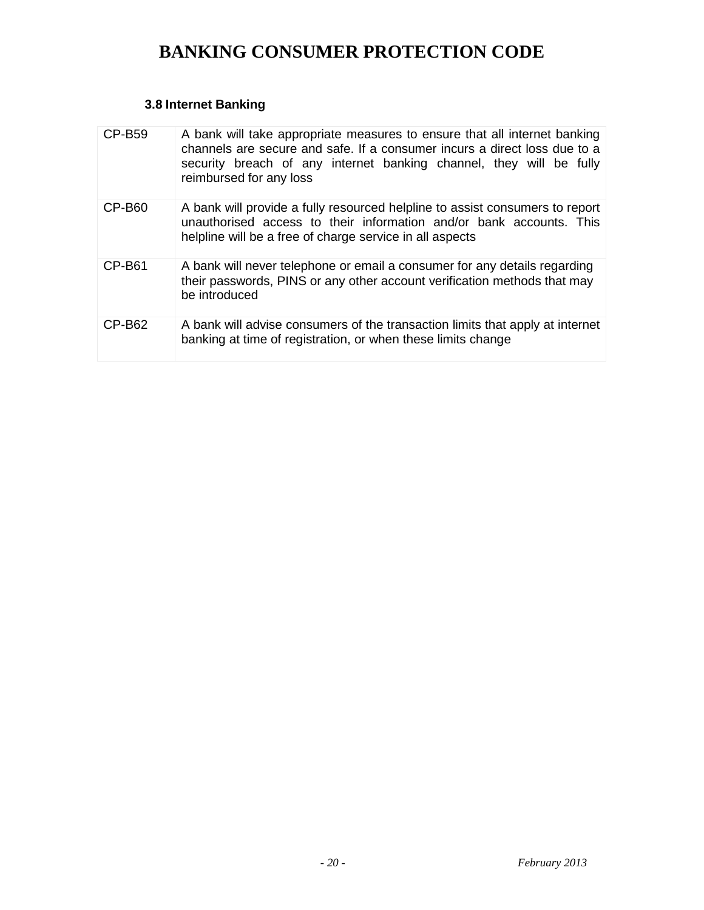### 3.8 Internet Banking

| | |
|---|---|
| CP-B59 | A bank will take appropriate measures to ensure that all internet banking channels are secure and safe. If a consumer incurs a direct loss due to a security breach of any internet banking channel, they will be fully reimbursed for any loss |
| CP-B60 | A bank will provide a fully resourced helpline to assist consumers to report unauthorised access to their information and/or bank accounts. This helpline will be a free of charge service in all aspects |
| CP-B61 | A bank will never telephone or email a consumer for any details regarding their passwords, PINS or any other account verification methods that may be introduced |
| CP-B62 | A bank will advise consumers of the transaction limits that apply at internet banking at time of registration, or when these limits change |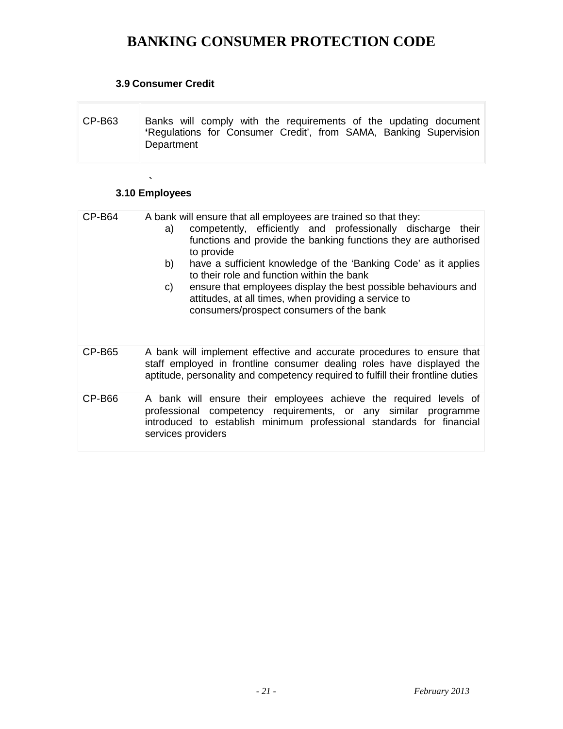# BANKING CONSUMER PROTECTION CODE

### 3.9 Consumer Credit

| | |
|---|---|
| CP-B63 | Banks will comply with the requirements of the updating document 'Regulations for Consumer Credit', from SAMA, Banking Supervision Department |

`

### 3.10 Employees

| | |
|---|---|
| CP-B64 | A bank will ensure that all employees are trained so that they:<br>a) competently, efficiently and professionally discharge their functions and provide the banking functions they are authorised to provide<br>b) have a sufficient knowledge of the 'Banking Code' as it applies to their role and function within the bank<br>c) ensure that employees display the best possible behaviours and attitudes, at all times, when providing a service to consumers/prospect consumers of the bank |
| CP-B65 | A bank will implement effective and accurate procedures to ensure that staff employed in frontline consumer dealing roles have displayed the aptitude, personality and competency required to fulfill their frontline duties |
| CP-B66 | A bank will ensure their employees achieve the required levels of professional competency requirements, or any similar programme introduced to establish minimum professional standards for financial services providers |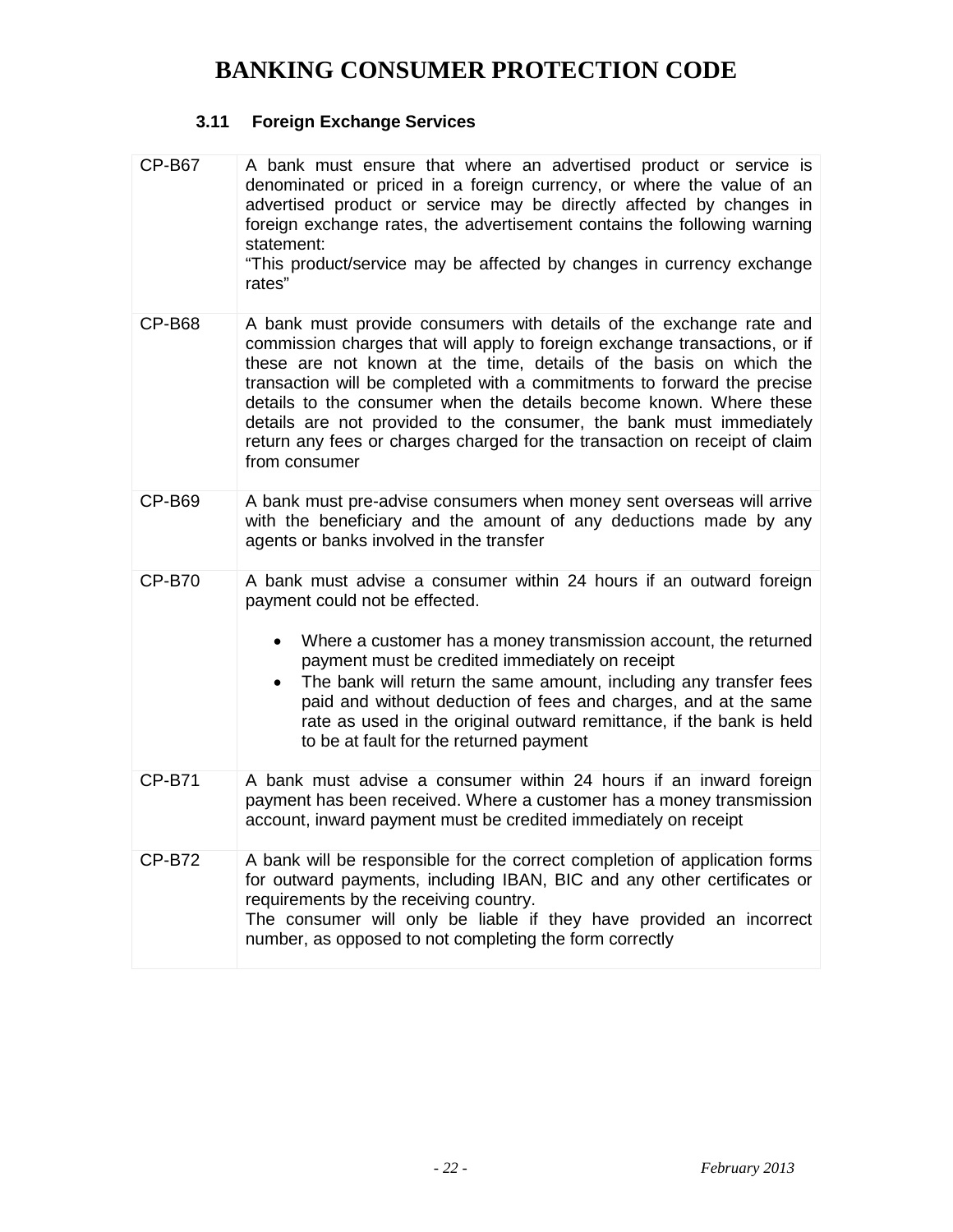# BANKING CONSUMER PROTECTION CODE

### 3.11 Foreign Exchange Services

| | |
|---|---|
| CP-B67 | A bank must ensure that where an advertised product or service is denominated or priced in a foreign currency, or where the value of an advertised product or service may be directly affected by changes in foreign exchange rates, the advertisement contains the following warning statement:<br>"This product/service may be affected by changes in currency exchange rates" |
| CP-B68 | A bank must provide consumers with details of the exchange rate and commission charges that will apply to foreign exchange transactions, or if these are not known at the time, details of the basis on which the transaction will be completed with a commitments to forward the precise details to the consumer when the details become known. Where these details are not provided to the consumer, the bank must immediately return any fees or charges charged for the transaction on receipt of claim from consumer |
| CP-B69 | A bank must pre-advise consumers when money sent overseas will arrive with the beneficiary and the amount of any deductions made by any agents or banks involved in the transfer |
| CP-B70 | A bank must advise a consumer within 24 hours if an outward foreign payment could not be effected.<br>• Where a customer has a money transmission account, the returned payment must be credited immediately on receipt<br>• The bank will return the same amount, including any transfer fees paid and without deduction of fees and charges, and at the same rate as used in the original outward remittance, if the bank is held to be at fault for the returned payment |
| CP-B71 | A bank must advise a consumer within 24 hours if an inward foreign payment has been received. Where a customer has a money transmission account, inward payment must be credited immediately on receipt |
| CP-B72 | A bank will be responsible for the correct completion of application forms for outward payments, including IBAN, BIC and any other certificates or requirements by the receiving country.<br>The consumer will only be liable if they have provided an incorrect number, as opposed to not completing the form correctly |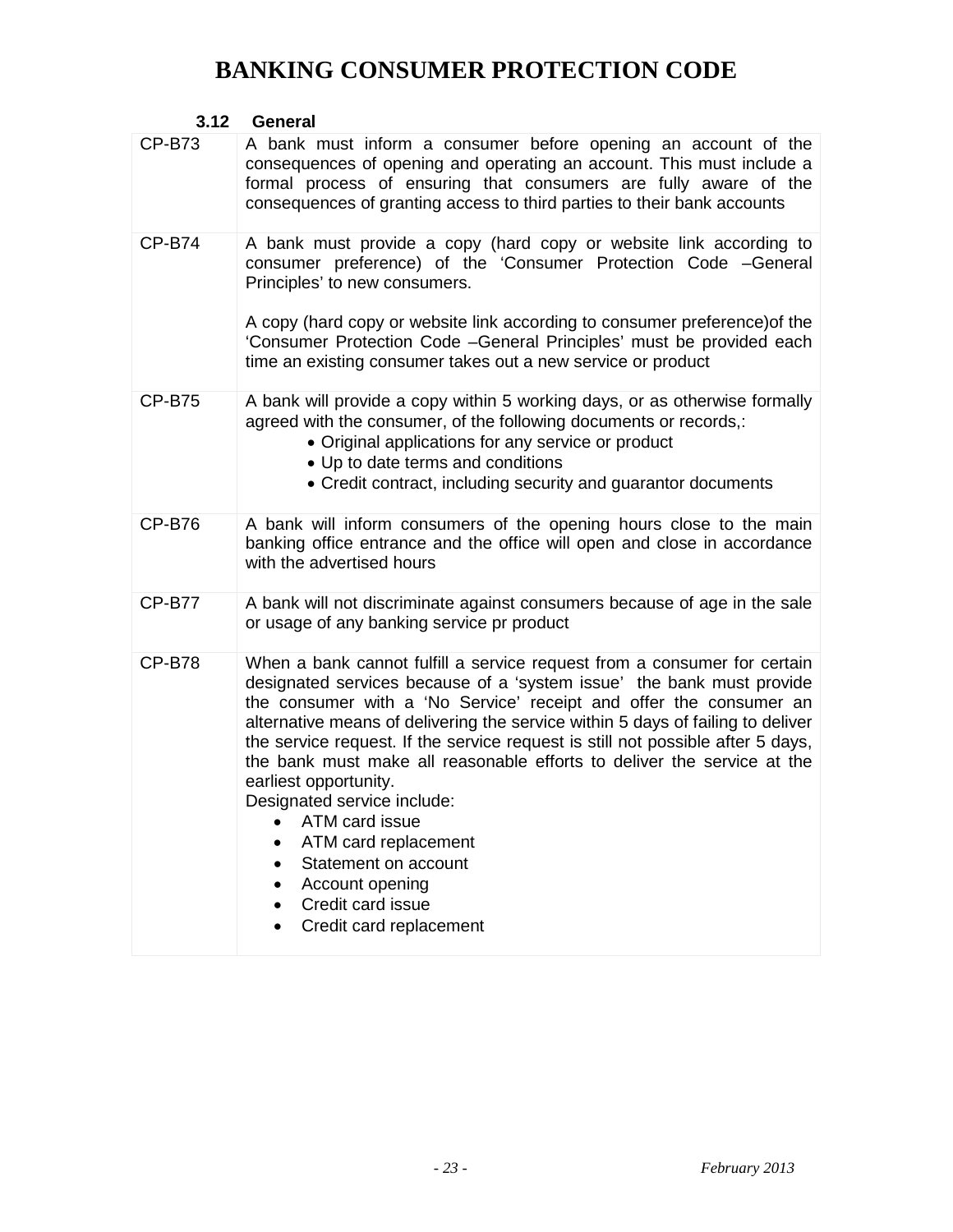# BANKING CONSUMER PROTECTION CODE

### 3.12 General

| | |
|---|---|
| CP-B73 | A bank must inform a consumer before opening an account of the consequences of opening and operating an account. This must include a formal process of ensuring that consumers are fully aware of the consequences of granting access to third parties to their bank accounts |
| CP-B74 | A bank must provide a copy (hard copy or website link according to consumer preference) of the 'Consumer Protection Code –General Principles' to new consumers.<br><br>A copy (hard copy or website link according to consumer preference)of the 'Consumer Protection Code –General Principles' must be provided each time an existing consumer takes out a new service or product |
| CP-B75 | A bank will provide a copy within 5 working days, or as otherwise formally agreed with the consumer, of the following documents or records,:<br>• Original applications for any service or product<br>• Up to date terms and conditions<br>• Credit contract, including security and guarantor documents |
| CP-B76 | A bank will inform consumers of the opening hours close to the main banking office entrance and the office will open and close in accordance with the advertised hours |
| CP-B77 | A bank will not discriminate against consumers because of age in the sale or usage of any banking service pr product |
| CP-B78 | When a bank cannot fulfill a service request from a consumer for certain designated services because of a 'system issue' the bank must provide the consumer with a 'No Service' receipt and offer the consumer an alternative means of delivering the service within 5 days of failing to deliver the service request. If the service request is still not possible after 5 days, the bank must make all reasonable efforts to deliver the service at the earliest opportunity.<br>Designated service include:<br>• ATM card issue<br>• ATM card replacement<br>• Statement on account<br>• Account opening<br>• Credit card issue<br>• Credit card replacement |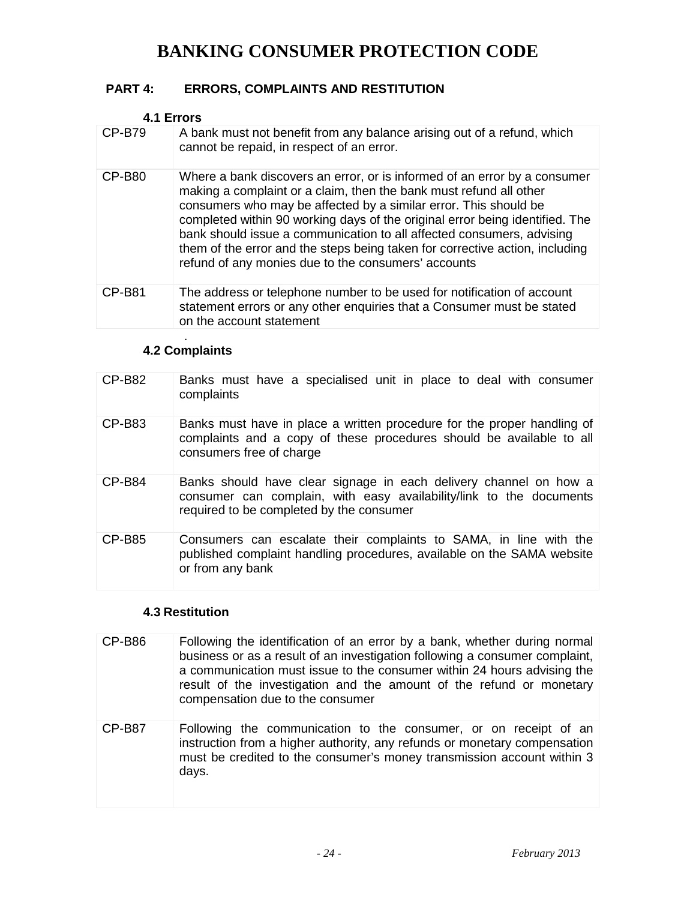# BANKING CONSUMER PROTECTION CODE

## PART 4: ERRORS, COMPLAINTS AND RESTITUTION

### 4.1 Errors

| | |
|---|---|
| CP-B79 | A bank must not benefit from any balance arising out of a refund, which cannot be repaid, in respect of an error. |
| CP-B80 | Where a bank discovers an error, or is informed of an error by a consumer making a complaint or a claim, then the bank must refund all other consumers who may be affected by a similar error. This should be completed within 90 working days of the original error being identified. The bank should issue a communication to all affected consumers, advising them of the error and the steps being taken for corrective action, including refund of any monies due to the consumers' accounts |
| CP-B81 | The address or telephone number to be used for notification of account statement errors or any other enquiries that a Consumer must be stated on the account statement |

.

### 4.2 Complaints

| | |
|---|---|
| CP-B82 | Banks must have a specialised unit in place to deal with consumer complaints |
| CP-B83 | Banks must have in place a written procedure for the proper handling of complaints and a copy of these procedures should be available to all consumers free of charge |
| CP-B84 | Banks should have clear signage in each delivery channel on how a consumer can complain, with easy availability/link to the documents required to be completed by the consumer |
| CP-B85 | Consumers can escalate their complaints to SAMA, in line with the published complaint handling procedures, available on the SAMA website or from any bank |

### 4.3 Restitution

| | |
|---|---|
| CP-B86 | Following the identification of an error by a bank, whether during normal business or as a result of an investigation following a consumer complaint, a communication must issue to the consumer within 24 hours advising the result of the investigation and the amount of the refund or monetary compensation due to the consumer |
| CP-B87 | Following the communication to the consumer, or on receipt of an instruction from a higher authority, any refunds or monetary compensation must be credited to the consumer's money transmission account within 3 days. |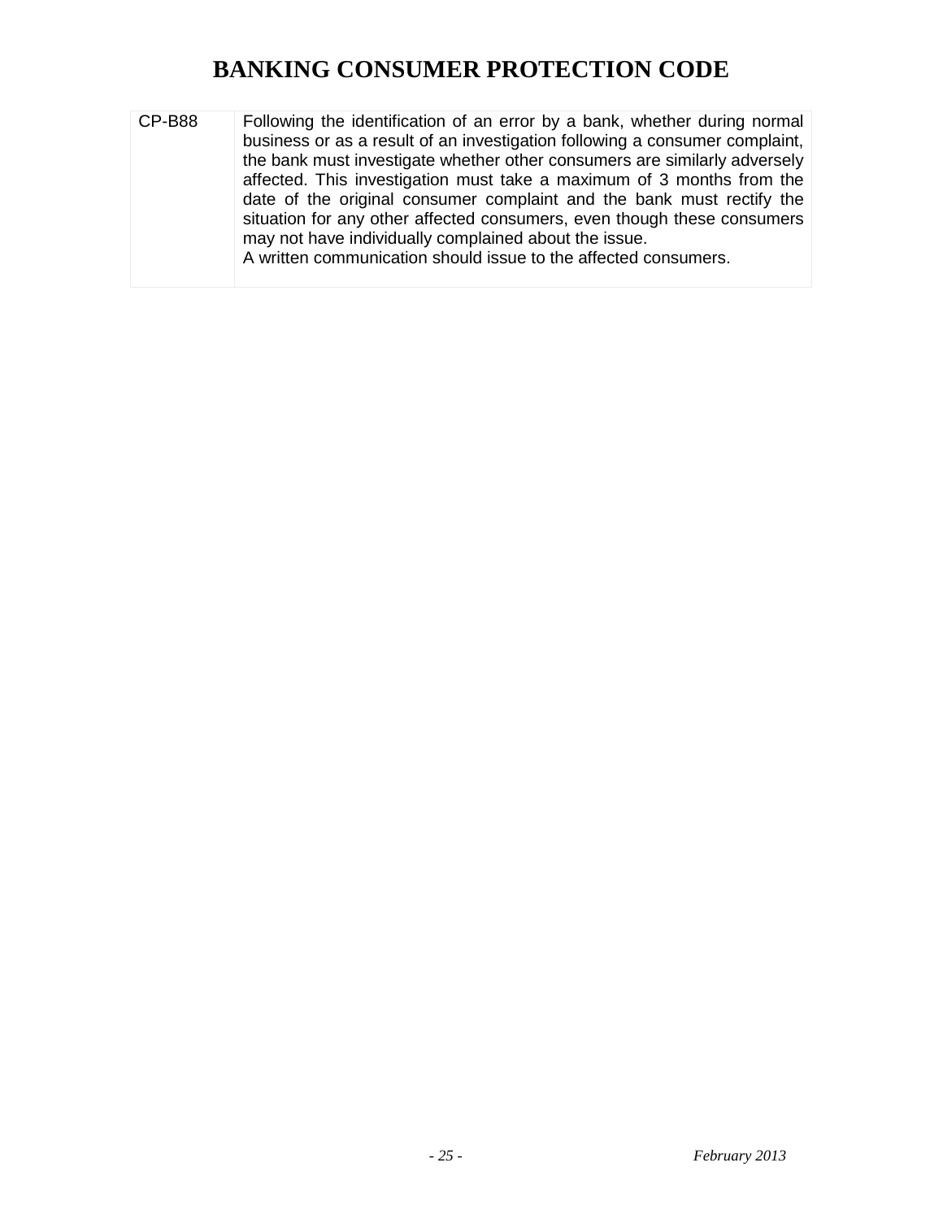| CP-B88 | Following the identification of an error by a bank, whether during normal business or as a result of an investigation following a consumer complaint, the bank must investigate whether other consumers are similarly adversely affected. This investigation must take a maximum of 3 months from the date of the original consumer complaint and the bank must rectify the situation for any other affected consumers, even though these consumers may not have individually complained about the issue.<br>A written communication should issue to the affected consumers. |
|---|---|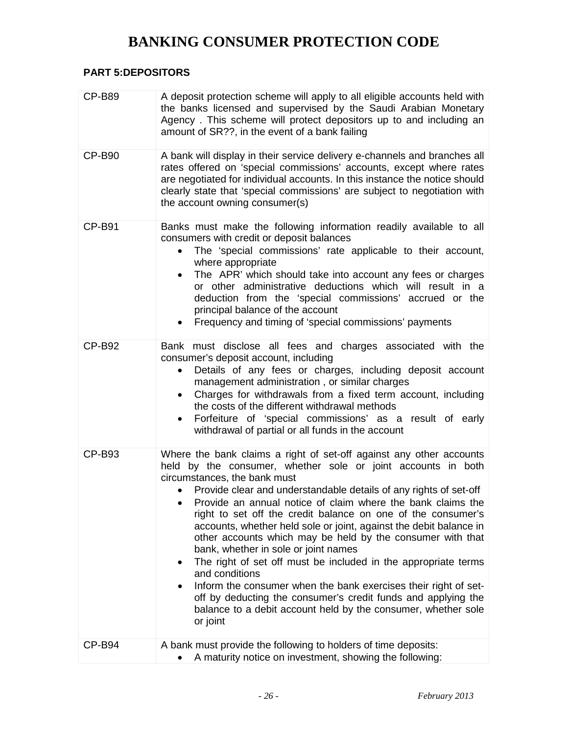# BANKING CONSUMER PROTECTION CODE

### PART 5:DEPOSITORS

| | |
|---|---|
| CP-B89 | A deposit protection scheme will apply to all eligible accounts held with the banks licensed and supervised by the Saudi Arabian Monetary Agency . This scheme will protect depositors up to and including an amount of SR??, in the event of a bank failing |
| CP-B90 | A bank will display in their service delivery e-channels and branches all rates offered on 'special commissions' accounts, except where rates are negotiated for individual accounts. In this instance the notice should clearly state that 'special commissions' are subject to negotiation with the account owning consumer(s) |
| CP-B91 | Banks must make the following information readily available to all consumers with credit or deposit balances<br>• The 'special commissions' rate applicable to their account, where appropriate<br>• The APR' which should take into account any fees or charges or other administrative deductions which will result in a deduction from the 'special commissions' accrued or the principal balance of the account<br>• Frequency and timing of 'special commissions' payments |
| CP-B92 | Bank must disclose all fees and charges associated with the consumer's deposit account, including<br>• Details of any fees or charges, including deposit account management administration , or similar charges<br>• Charges for withdrawals from a fixed term account, including the costs of the different withdrawal methods<br>• Forfeiture of 'special commissions' as a result of early withdrawal of partial or all funds in the account |
| CP-B93 | Where the bank claims a right of set-off against any other accounts held by the consumer, whether sole or joint accounts in both circumstances, the bank must<br>• Provide clear and understandable details of any rights of set-off<br>• Provide an annual notice of claim where the bank claims the right to set off the credit balance on one of the consumer's accounts, whether held sole or joint, against the debit balance in other accounts which may be held by the consumer with that bank, whether in sole or joint names<br>• The right of set off must be included in the appropriate terms and conditions<br>• Inform the consumer when the bank exercises their right of set-off by deducting the consumer's credit funds and applying the balance to a debit account held by the consumer, whether sole or joint |
| CP-B94 | A bank must provide the following to holders of time deposits:<br>• A maturity notice on investment, showing the following: |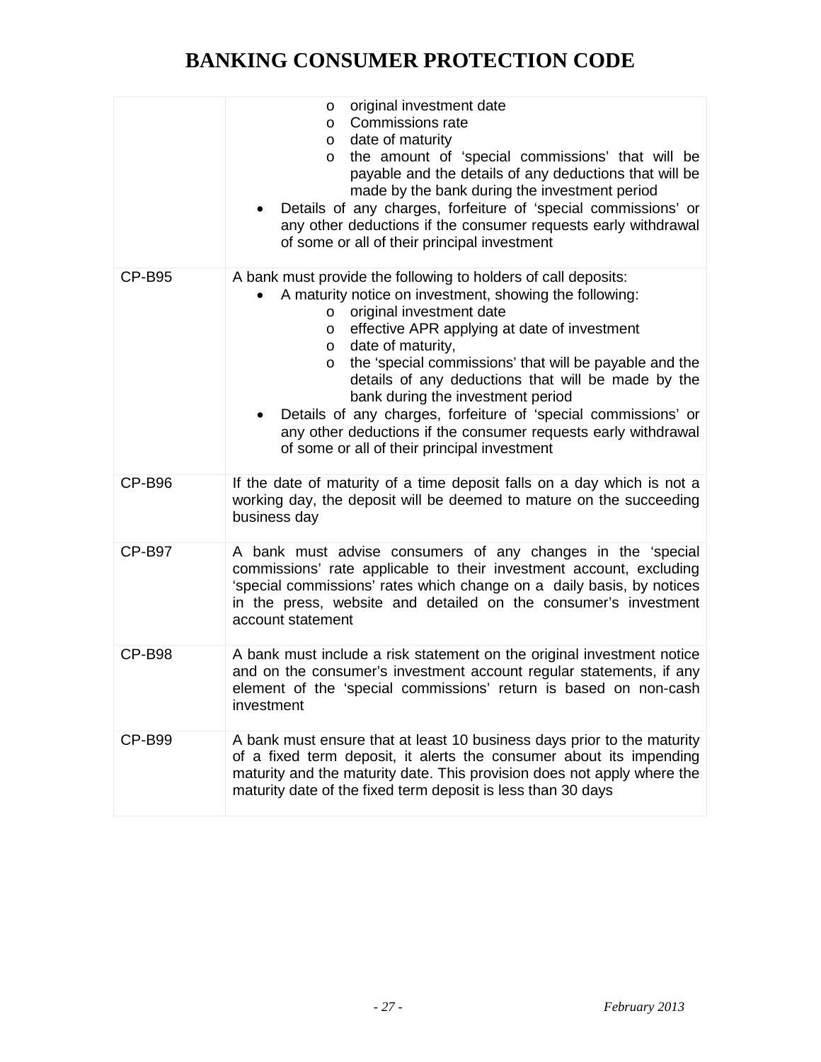| | |
|---|---|
| | o original investment date<br>o Commissions rate<br>o date of maturity<br>o the amount of 'special commissions' that will be payable and the details of any deductions that will be made by the bank during the investment period<br>• Details of any charges, forfeiture of 'special commissions' or any other deductions if the consumer requests early withdrawal of some or all of their principal investment |
| CP-B95 | A bank must provide the following to holders of call deposits:<br>• A maturity notice on investment, showing the following:<br>o original investment date<br>o effective APR applying at date of investment<br>o date of maturity,<br>o the 'special commissions' that will be payable and the details of any deductions that will be made by the bank during the investment period<br>• Details of any charges, forfeiture of 'special commissions' or any other deductions if the consumer requests early withdrawal of some or all of their principal investment |
| CP-B96 | If the date of maturity of a time deposit falls on a day which is not a working day, the deposit will be deemed to mature on the succeeding business day |
| CP-B97 | A bank must advise consumers of any changes in the 'special commissions' rate applicable to their investment account, excluding 'special commissions' rates which change on a daily basis, by notices in the press, website and detailed on the consumer's investment account statement |
| CP-B98 | A bank must include a risk statement on the original investment notice and on the consumer's investment account regular statements, if any element of the 'special commissions' return is based on non-cash investment |
| CP-B99 | A bank must ensure that at least 10 business days prior to the maturity of a fixed term deposit, it alerts the consumer about its impending maturity and the maturity date. This provision does not apply where the maturity date of the fixed term deposit is less than 30 days |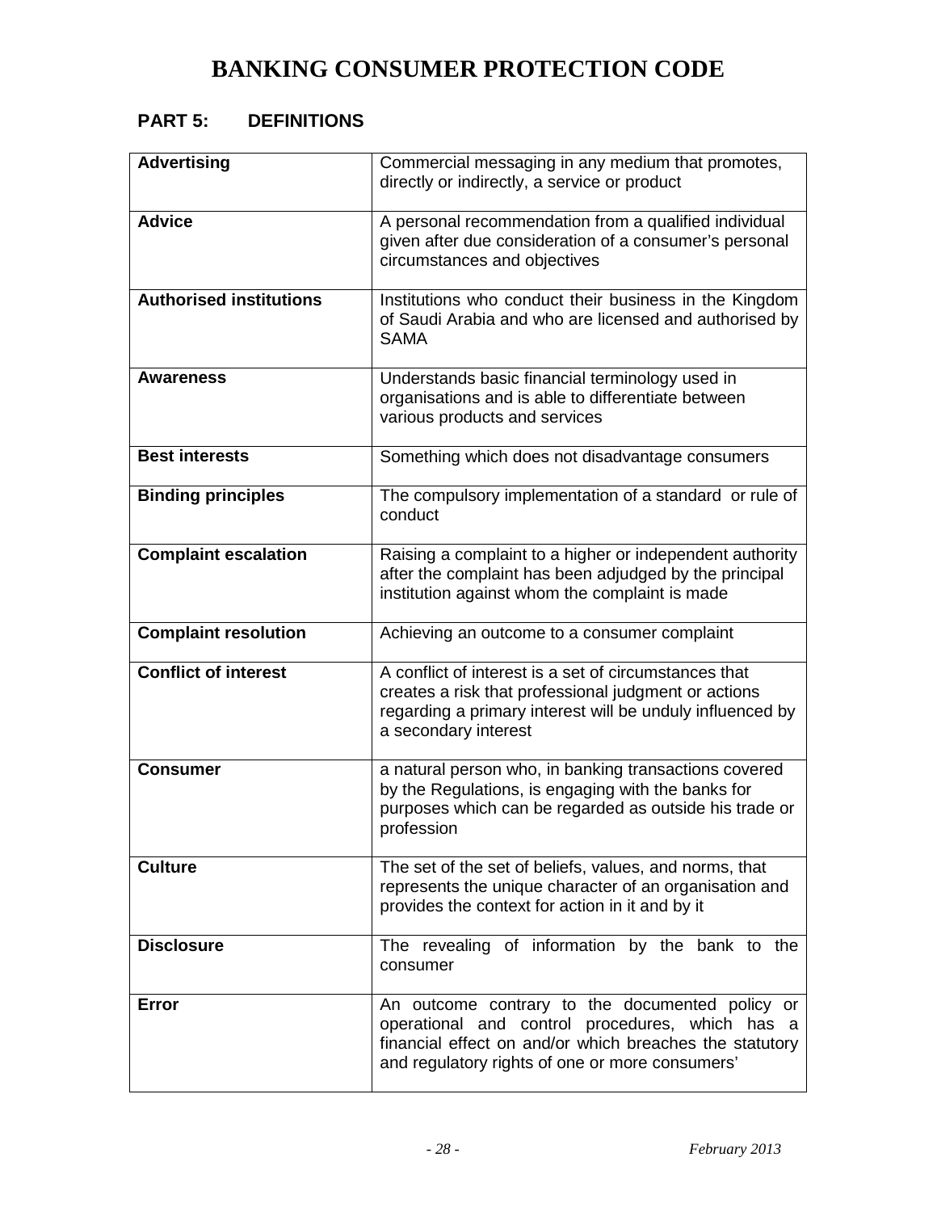# BANKING CONSUMER PROTECTION CODE

## PART 5: DEFINITIONS

| | |
|---|---|
| **Advertising** | Commercial messaging in any medium that promotes, directly or indirectly, a service or product |
| **Advice** | A personal recommendation from a qualified individual given after due consideration of a consumer's personal circumstances and objectives |
| **Authorised institutions** | Institutions who conduct their business in the Kingdom of Saudi Arabia and who are licensed and authorised by SAMA |
| **Awareness** | Understands basic financial terminology used in organisations and is able to differentiate between various products and services |
| **Best interests** | Something which does not disadvantage consumers |
| **Binding principles** | The compulsory implementation of a standard or rule of conduct |
| **Complaint escalation** | Raising a complaint to a higher or independent authority after the complaint has been adjudged by the principal institution against whom the complaint is made |
| **Complaint resolution** | Achieving an outcome to a consumer complaint |
| **Conflict of interest** | A conflict of interest is a set of circumstances that creates a risk that professional judgment or actions regarding a primary interest will be unduly influenced by a secondary interest |
| **Consumer** | a natural person who, in banking transactions covered by the Regulations, is engaging with the banks for purposes which can be regarded as outside his trade or profession |
| **Culture** | The set of the set of beliefs, values, and norms, that represents the unique character of an organisation and provides the context for action in it and by it |
| **Disclosure** | The revealing of information by the bank to the consumer |
| **Error** | An outcome contrary to the documented policy or operational and control procedures, which has a financial effect on and/or which breaches the statutory and regulatory rights of one or more consumers' |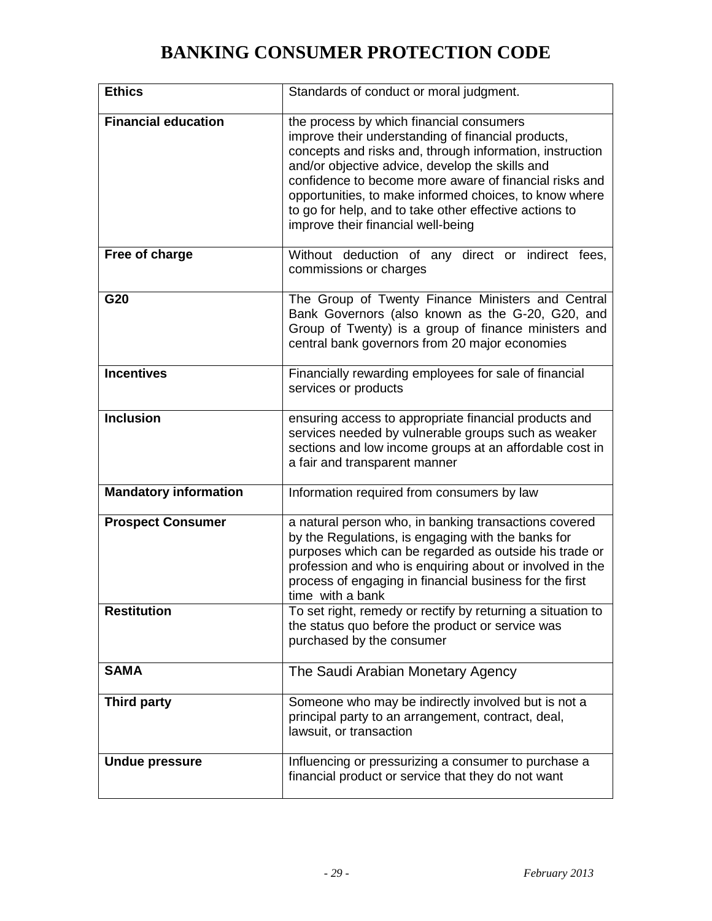# BANKING CONSUMER PROTECTION CODE

| | |
|---|---|
| **Ethics** | Standards of conduct or moral judgment. |
| **Financial education** | the process by which financial consumers improve their understanding of financial products, concepts and risks and, through information, instruction and/or objective advice, develop the skills and confidence to become more aware of financial risks and opportunities, to make informed choices, to know where to go for help, and to take other effective actions to improve their financial well-being |
| **Free of charge** | Without deduction of any direct or indirect fees, commissions or charges |
| **G20** | The Group of Twenty Finance Ministers and Central Bank Governors (also known as the G-20, G20, and Group of Twenty) is a group of finance ministers and central bank governors from 20 major economies |
| **Incentives** | Financially rewarding employees for sale of financial services or products |
| **Inclusion** | ensuring access to appropriate financial products and services needed by vulnerable groups such as weaker sections and low income groups at an affordable cost in a fair and transparent manner |
| **Mandatory information** | Information required from consumers by law |
| **Prospect Consumer** | a natural person who, in banking transactions covered by the Regulations, is engaging with the banks for purposes which can be regarded as outside his trade or profession and who is enquiring about or involved in the process of engaging in financial business for the first time with a bank |
| **Restitution** | To set right, remedy or rectify by returning a situation to the status quo before the product or service was purchased by the consumer |
| **SAMA** | The Saudi Arabian Monetary Agency |
| **Third party** | Someone who may be indirectly involved but is not a principal party to an arrangement, contract, deal, lawsuit, or transaction |
| **Undue pressure** | Influencing or pressurizing a consumer to purchase a financial product or service that they do not want |